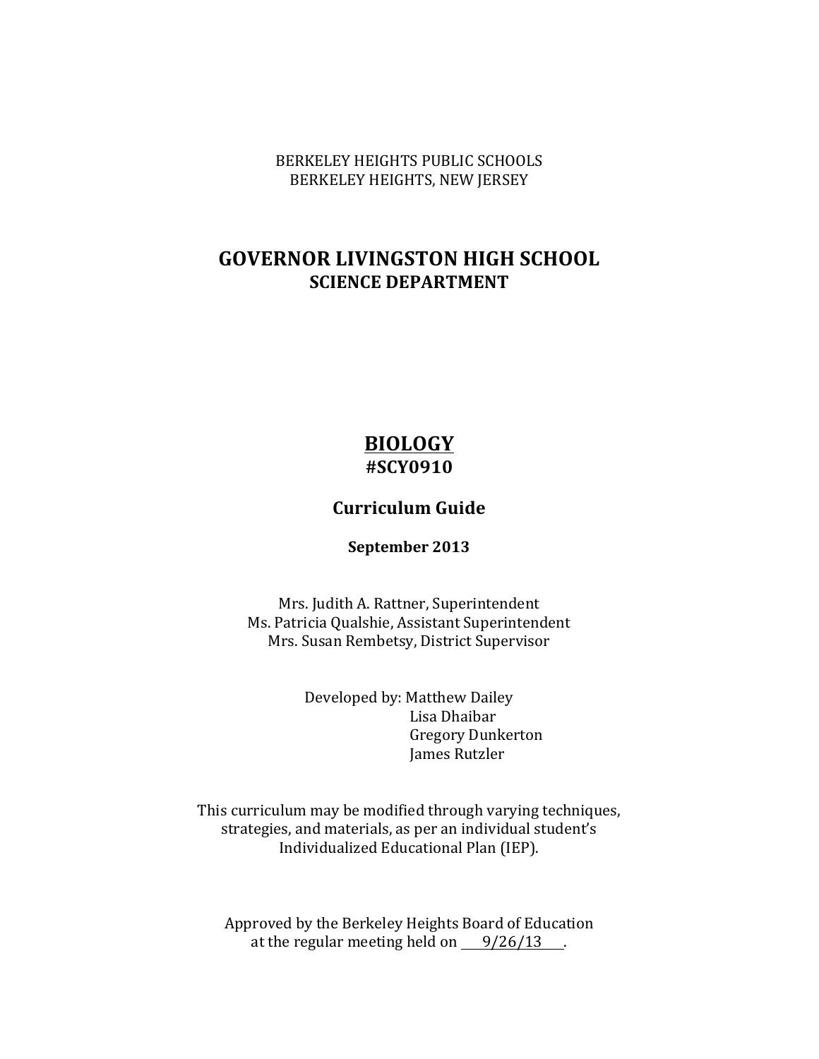BERKELEY HEIGHTS PUBLIC SCHOOLS
BERKELEY HEIGHTS, NEW JERSEY

# GOVERNOR LIVINGSTON HIGH SCHOOL
## SCIENCE DEPARTMENT

# BIOLOGY
## #SCY0910

### Curriculum Guide

**September 2013**

Mrs. Judith A. Rattner, Superintendent
Ms. Patricia Qualshie, Assistant Superintendent
Mrs. Susan Rembetsy, District Supervisor

Developed by: Matthew Dailey
Lisa Dhaibar
Gregory Dunkerton
James Rutzler

This curriculum may be modified through varying techniques, strategies, and materials, as per an individual student's Individualized Educational Plan (IEP).

Approved by the Berkeley Heights Board of Education at the regular meeting held on 9/26/13.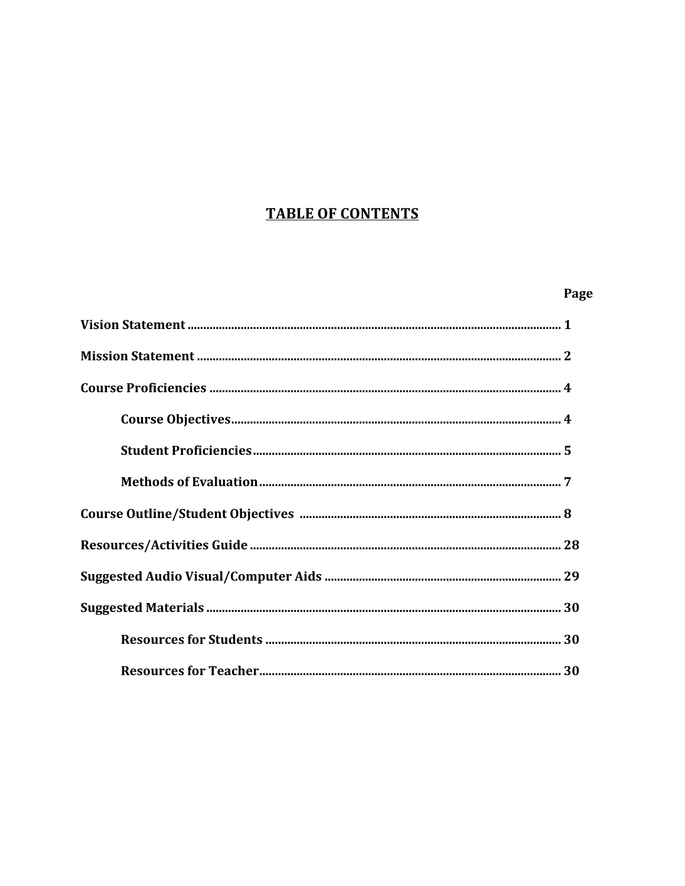# TABLE OF CONTENTS

| | Page |
|---|---|
| **Vision Statement** | **1** |
| **Mission Statement** | **2** |
| **Course Proficiencies** | **4** |
| &nbsp;&nbsp;&nbsp;&nbsp;**Course Objectives** | **4** |
| &nbsp;&nbsp;&nbsp;&nbsp;**Student Proficiencies** | **5** |
| &nbsp;&nbsp;&nbsp;&nbsp;**Methods of Evaluation** | **7** |
| **Course Outline/Student Objectives** | **8** |
| **Resources/Activities Guide** | **28** |
| **Suggested Audio Visual/Computer Aids** | **29** |
| **Suggested Materials** | **30** |
| &nbsp;&nbsp;&nbsp;&nbsp;**Resources for Students** | **30** |
| &nbsp;&nbsp;&nbsp;&nbsp;**Resources for Teacher** | **30** |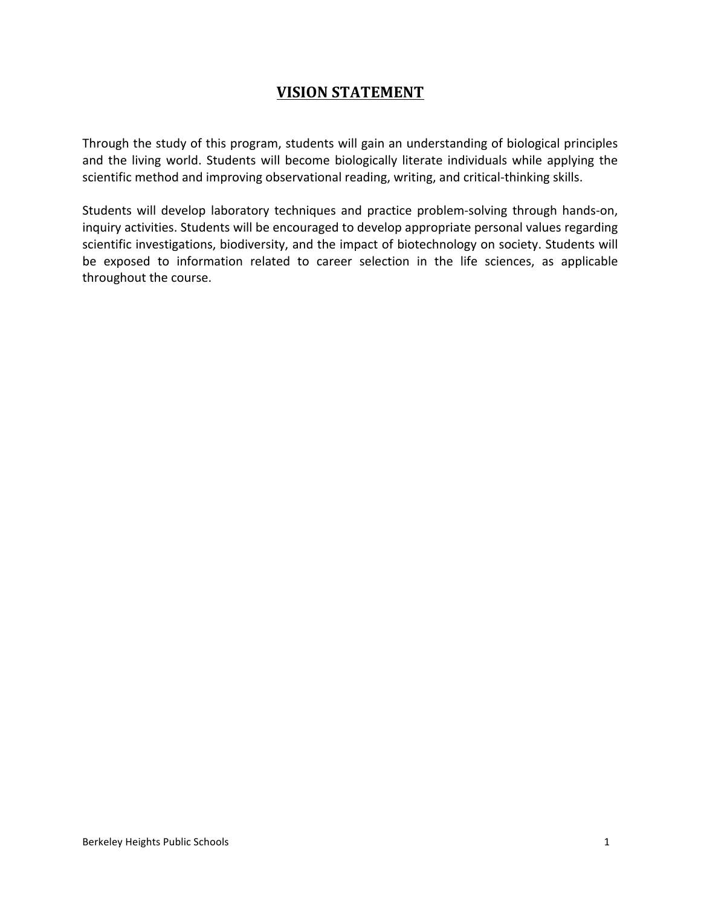# VISION STATEMENT

Through the study of this program, students will gain an understanding of biological principles and the living world. Students will become biologically literate individuals while applying the scientific method and improving observational reading, writing, and critical-thinking skills.

Students will develop laboratory techniques and practice problem-solving through hands-on, inquiry activities. Students will be encouraged to develop appropriate personal values regarding scientific investigations, biodiversity, and the impact of biotechnology on society. Students will be exposed to information related to career selection in the life sciences, as applicable throughout the course.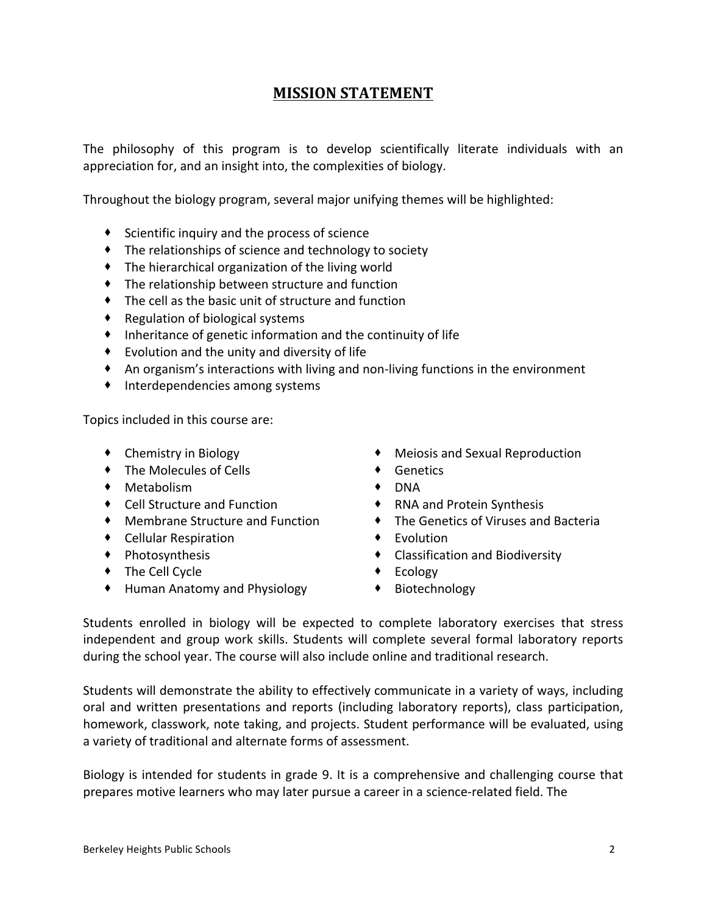# MISSION STATEMENT

The philosophy of this program is to develop scientifically literate individuals with an appreciation for, and an insight into, the complexities of biology.

Throughout the biology program, several major unifying themes will be highlighted:

- Scientific inquiry and the process of science
- The relationships of science and technology to society
- The hierarchical organization of the living world
- The relationship between structure and function
- The cell as the basic unit of structure and function
- Regulation of biological systems
- Inheritance of genetic information and the continuity of life
- Evolution and the unity and diversity of life
- An organism's interactions with living and non-living functions in the environment
- Interdependencies among systems

Topics included in this course are:

- Chemistry in Biology
- The Molecules of Cells
- Metabolism
- Cell Structure and Function
- Membrane Structure and Function
- Cellular Respiration
- Photosynthesis
- The Cell Cycle
- Human Anatomy and Physiology
- Meiosis and Sexual Reproduction
- Genetics
- DNA
- RNA and Protein Synthesis
- The Genetics of Viruses and Bacteria
- Evolution
- Classification and Biodiversity
- Ecology
- Biotechnology

Students enrolled in biology will be expected to complete laboratory exercises that stress independent and group work skills. Students will complete several formal laboratory reports during the school year. The course will also include online and traditional research.

Students will demonstrate the ability to effectively communicate in a variety of ways, including oral and written presentations and reports (including laboratory reports), class participation, homework, classwork, note taking, and projects. Student performance will be evaluated, using a variety of traditional and alternate forms of assessment.

Biology is intended for students in grade 9. It is a comprehensive and challenging course that prepares motive learners who may later pursue a career in a science-related field. The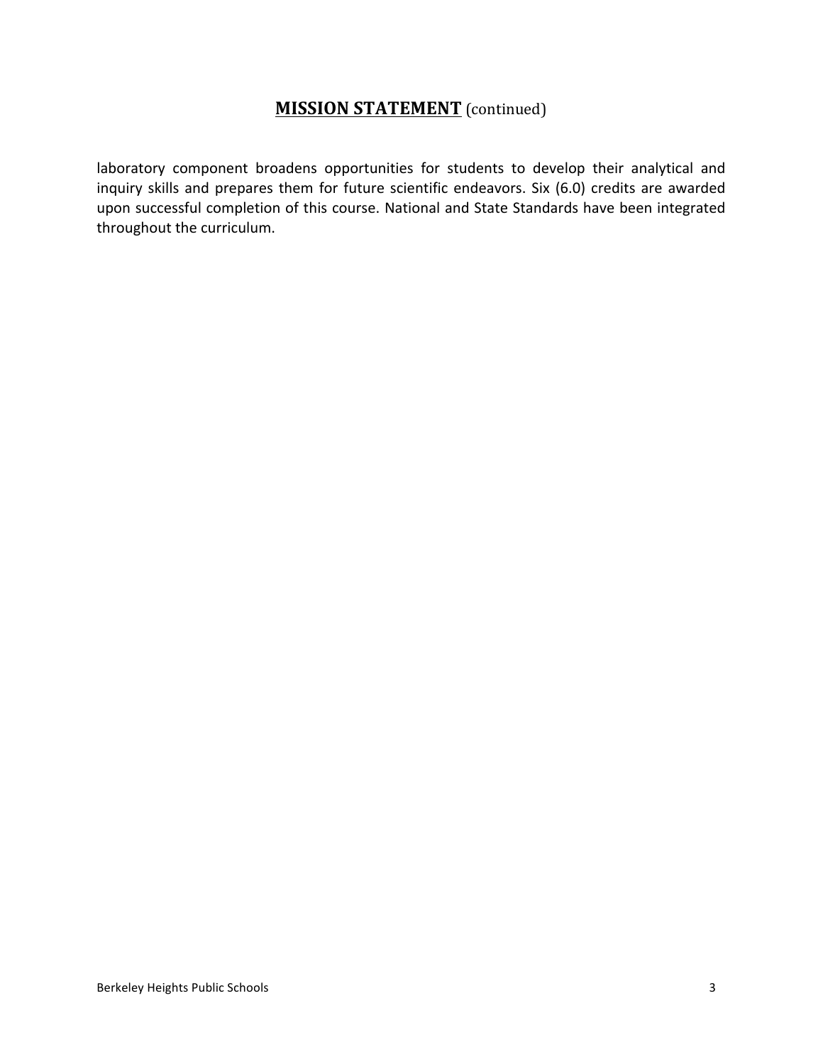## **MISSION STATEMENT** (continued)

laboratory component broadens opportunities for students to develop their analytical and inquiry skills and prepares them for future scientific endeavors. Six (6.0) credits are awarded upon successful completion of this course. National and State Standards have been integrated throughout the curriculum.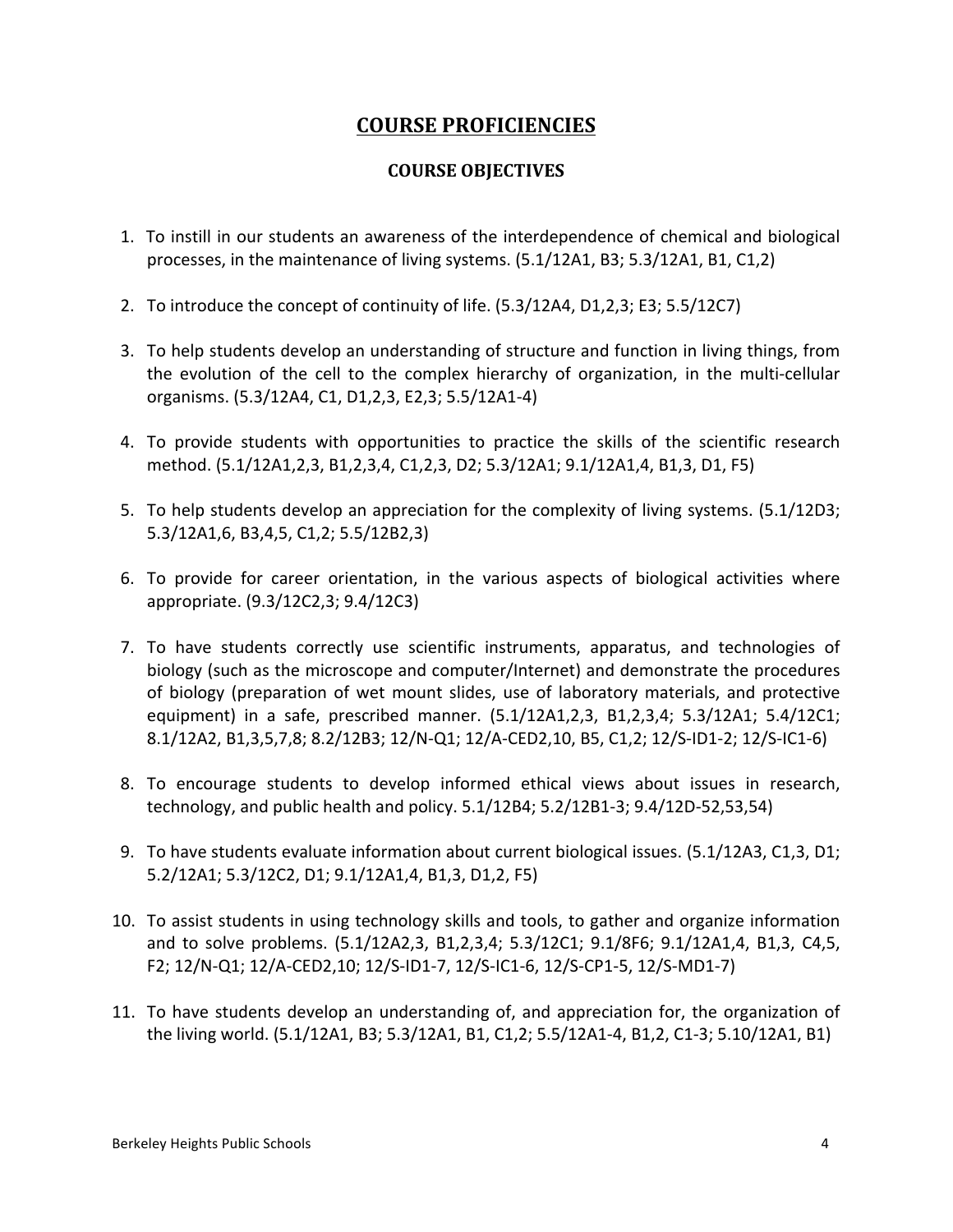# COURSE PROFICIENCIES

## COURSE OBJECTIVES

1. To instill in our students an awareness of the interdependence of chemical and biological processes, in the maintenance of living systems. (5.1/12A1, B3; 5.3/12A1, B1, C1,2)

2. To introduce the concept of continuity of life. (5.3/12A4, D1,2,3; E3; 5.5/12C7)

3. To help students develop an understanding of structure and function in living things, from the evolution of the cell to the complex hierarchy of organization, in the multi-cellular organisms. (5.3/12A4, C1, D1,2,3, E2,3; 5.5/12A1-4)

4. To provide students with opportunities to practice the skills of the scientific research method. (5.1/12A1,2,3, B1,2,3,4, C1,2,3, D2; 5.3/12A1; 9.1/12A1,4, B1,3, D1, F5)

5. To help students develop an appreciation for the complexity of living systems. (5.1/12D3; 5.3/12A1,6, B3,4,5, C1,2; 5.5/12B2,3)

6. To provide for career orientation, in the various aspects of biological activities where appropriate. (9.3/12C2,3; 9.4/12C3)

7. To have students correctly use scientific instruments, apparatus, and technologies of biology (such as the microscope and computer/Internet) and demonstrate the procedures of biology (preparation of wet mount slides, use of laboratory materials, and protective equipment) in a safe, prescribed manner. (5.1/12A1,2,3, B1,2,3,4; 5.3/12A1; 5.4/12C1; 8.1/12A2, B1,3,5,7,8; 8.2/12B3; 12/N-Q1; 12/A-CED2,10, B5, C1,2; 12/S-ID1-2; 12/S-IC1-6)

8. To encourage students to develop informed ethical views about issues in research, technology, and public health and policy. 5.1/12B4; 5.2/12B1-3; 9.4/12D-52,53,54)

9. To have students evaluate information about current biological issues. (5.1/12A3, C1,3, D1; 5.2/12A1; 5.3/12C2, D1; 9.1/12A1,4, B1,3, D1,2, F5)

10. To assist students in using technology skills and tools, to gather and organize information and to solve problems. (5.1/12A2,3, B1,2,3,4; 5.3/12C1; 9.1/8F6; 9.1/12A1,4, B1,3, C4,5, F2; 12/N-Q1; 12/A-CED2,10; 12/S-ID1-7, 12/S-IC1-6, 12/S-CP1-5, 12/S-MD1-7)

11. To have students develop an understanding of, and appreciation for, the organization of the living world. (5.1/12A1, B3; 5.3/12A1, B1, C1,2; 5.5/12A1-4, B1,2, C1-3; 5.10/12A1, B1)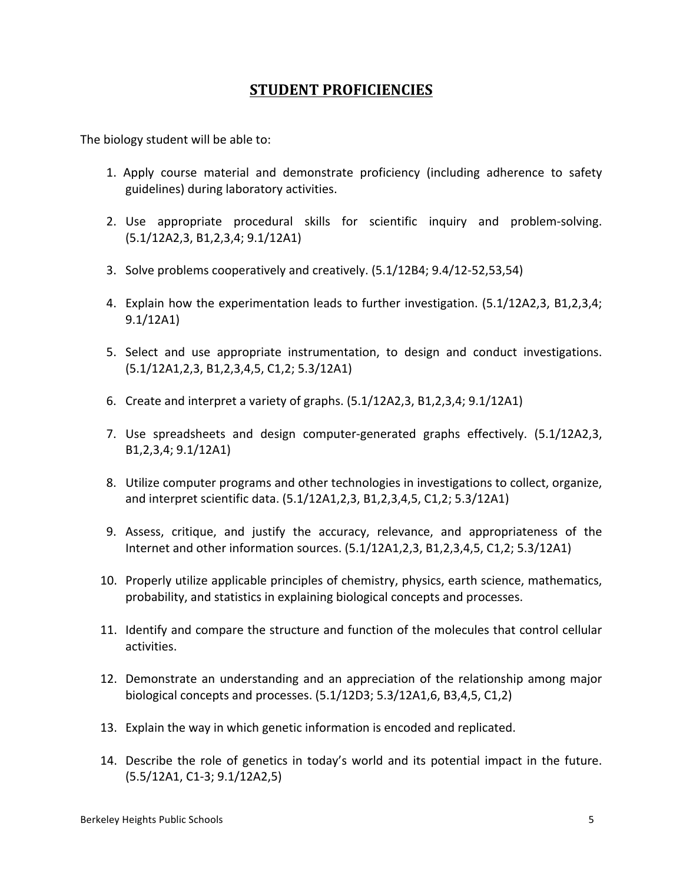## STUDENT PROFICIENCIES

The biology student will be able to:

1. Apply course material and demonstrate proficiency (including adherence to safety guidelines) during laboratory activities.
2. Use appropriate procedural skills for scientific inquiry and problem-solving. (5.1/12A2,3, B1,2,3,4; 9.1/12A1)
3. Solve problems cooperatively and creatively. (5.1/12B4; 9.4/12-52,53,54)
4. Explain how the experimentation leads to further investigation. (5.1/12A2,3, B1,2,3,4; 9.1/12A1)
5. Select and use appropriate instrumentation, to design and conduct investigations. (5.1/12A1,2,3, B1,2,3,4,5, C1,2; 5.3/12A1)
6. Create and interpret a variety of graphs. (5.1/12A2,3, B1,2,3,4; 9.1/12A1)
7. Use spreadsheets and design computer-generated graphs effectively. (5.1/12A2,3, B1,2,3,4; 9.1/12A1)
8. Utilize computer programs and other technologies in investigations to collect, organize, and interpret scientific data. (5.1/12A1,2,3, B1,2,3,4,5, C1,2; 5.3/12A1)
9. Assess, critique, and justify the accuracy, relevance, and appropriateness of the Internet and other information sources. (5.1/12A1,2,3, B1,2,3,4,5, C1,2; 5.3/12A1)
10. Properly utilize applicable principles of chemistry, physics, earth science, mathematics, probability, and statistics in explaining biological concepts and processes.
11. Identify and compare the structure and function of the molecules that control cellular activities.
12. Demonstrate an understanding and an appreciation of the relationship among major biological concepts and processes. (5.1/12D3; 5.3/12A1,6, B3,4,5, C1,2)
13. Explain the way in which genetic information is encoded and replicated.
14. Describe the role of genetics in today's world and its potential impact in the future. (5.5/12A1, C1-3; 9.1/12A2,5)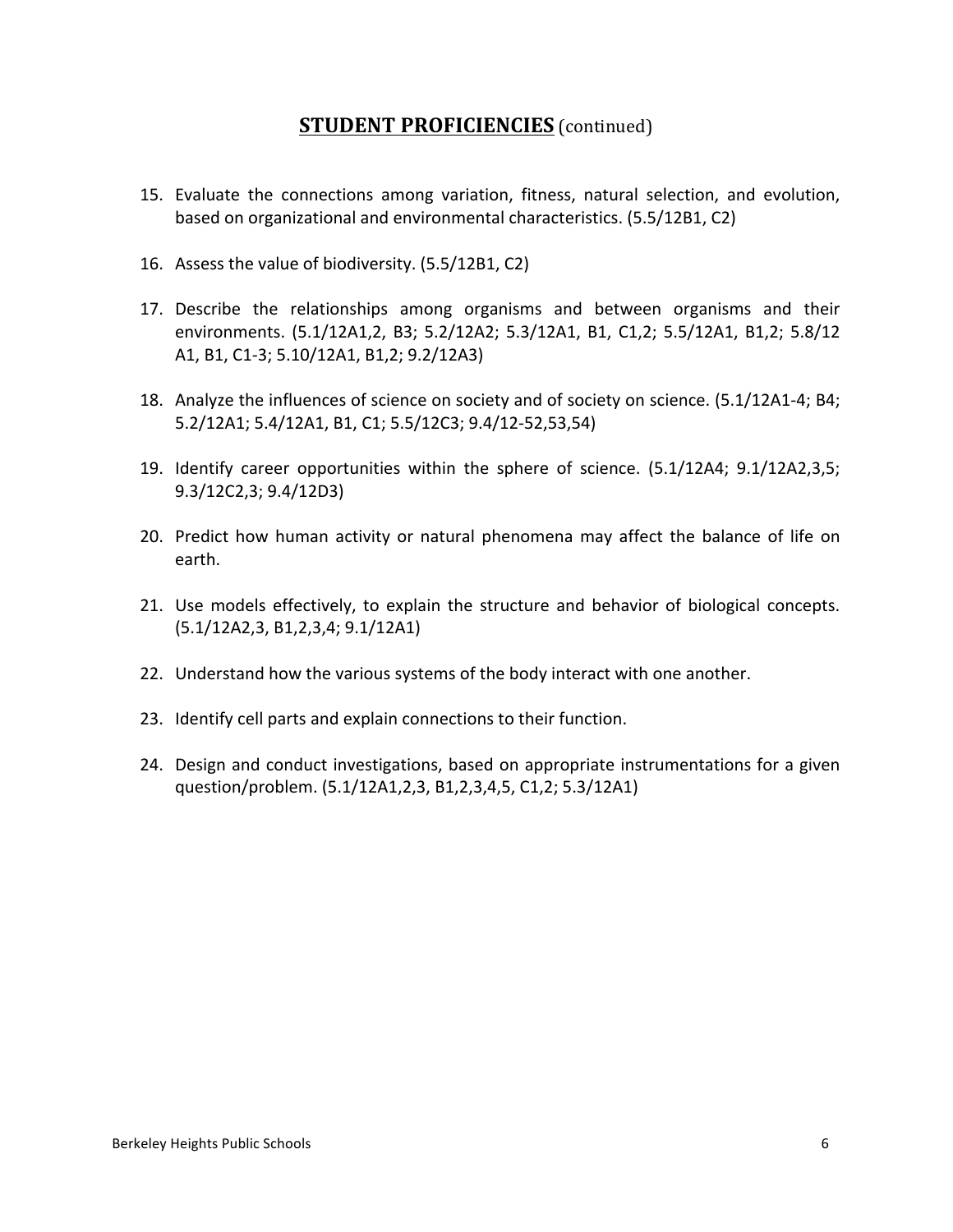## **STUDENT PROFICIENCIES** (continued)

15. Evaluate the connections among variation, fitness, natural selection, and evolution, based on organizational and environmental characteristics. (5.5/12B1, C2)

16. Assess the value of biodiversity. (5.5/12B1, C2)

17. Describe the relationships among organisms and between organisms and their environments. (5.1/12A1,2, B3; 5.2/12A2; 5.3/12A1, B1, C1,2; 5.5/12A1, B1,2; 5.8/12 A1, B1, C1-3; 5.10/12A1, B1,2; 9.2/12A3)

18. Analyze the influences of science on society and of society on science. (5.1/12A1-4; B4; 5.2/12A1; 5.4/12A1, B1, C1; 5.5/12C3; 9.4/12-52,53,54)

19. Identify career opportunities within the sphere of science. (5.1/12A4; 9.1/12A2,3,5; 9.3/12C2,3; 9.4/12D3)

20. Predict how human activity or natural phenomena may affect the balance of life on earth.

21. Use models effectively, to explain the structure and behavior of biological concepts. (5.1/12A2,3, B1,2,3,4; 9.1/12A1)

22. Understand how the various systems of the body interact with one another.

23. Identify cell parts and explain connections to their function.

24. Design and conduct investigations, based on appropriate instrumentations for a given question/problem. (5.1/12A1,2,3, B1,2,3,4,5, C1,2; 5.3/12A1)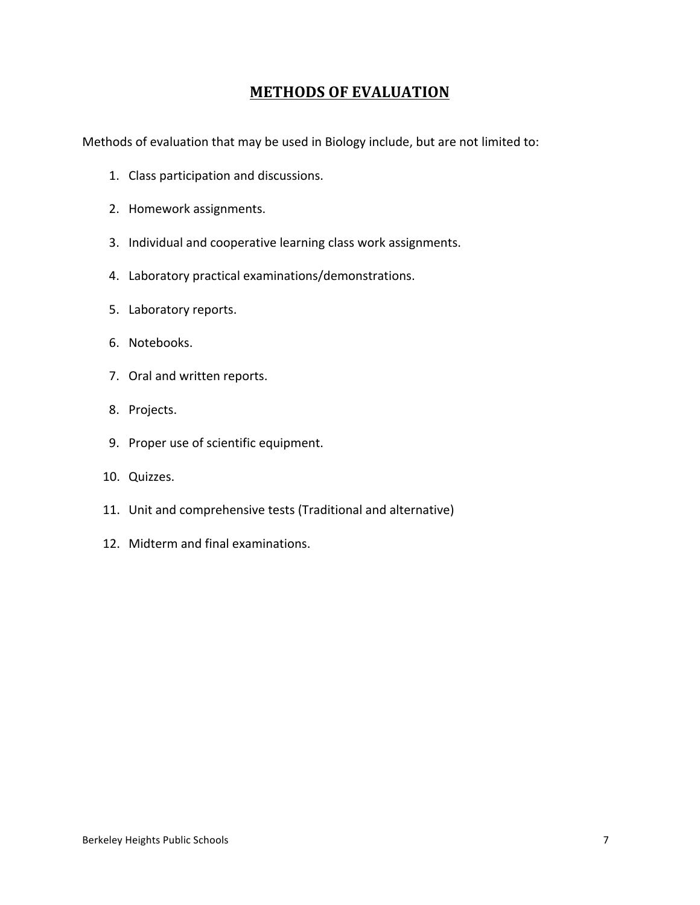## METHODS OF EVALUATION

Methods of evaluation that may be used in Biology include, but are not limited to:

1. Class participation and discussions.
2. Homework assignments.
3. Individual and cooperative learning class work assignments.
4. Laboratory practical examinations/demonstrations.
5. Laboratory reports.
6. Notebooks.
7. Oral and written reports.
8. Projects.
9. Proper use of scientific equipment.
10. Quizzes.
11. Unit and comprehensive tests (Traditional and alternative)
12. Midterm and final examinations.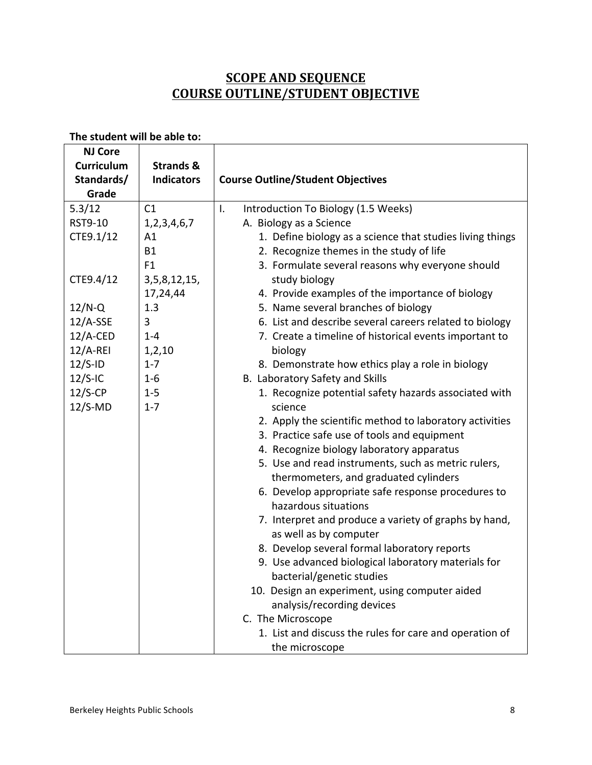# SCOPE AND SEQUENCE
# COURSE OUTLINE/STUDENT OBJECTIVE

**The student will be able to:**

| NJ Core Curriculum Standards/ Grade | Strands & Indicators | Course Outline/Student Objectives |
|---|---|---|
| 5.3/12 | C1 | I. Introduction To Biology (1.5 Weeks) |
| RST9-10 | 1,2,3,4,6,7 | A. Biology as a Science |
| CTE9.1/12 | A1 | 1. Define biology as a science that studies living things |
| | B1 | 2. Recognize themes in the study of life |
| | F1 | 3. Formulate several reasons why everyone should study biology |
| CTE9.4/12 | 3,5,8,12,15, 17,24,44 | 4. Provide examples of the importance of biology |
| 12/N-Q | 1.3 | 5. Name several branches of biology |
| 12/A-SSE | 3 | 6. List and describe several careers related to biology |
| 12/A-CED | 1-4 | 7. Create a timeline of historical events important to biology |
| 12/A-REI | 1,2,10 | |
| 12/S-ID | 1-7 | 8. Demonstrate how ethics play a role in biology |
| 12/S-IC | 1-6 | B. Laboratory Safety and Skills |
| 12/S-CP | 1-5 | 1. Recognize potential safety hazards associated with science |
| 12/S-MD | 1-7 | |
| | | 2. Apply the scientific method to laboratory activities |
| | | 3. Practice safe use of tools and equipment |
| | | 4. Recognize biology laboratory apparatus |
| | | 5. Use and read instruments, such as metric rulers, thermometers, and graduated cylinders |
| | | 6. Develop appropriate safe response procedures to hazardous situations |
| | | 7. Interpret and produce a variety of graphs by hand, as well as by computer |
| | | 8. Develop several formal laboratory reports |
| | | 9. Use advanced biological laboratory materials for bacterial/genetic studies |
| | | 10. Design an experiment, using computer aided analysis/recording devices |
| | | C. The Microscope |
| | | 1. List and discuss the rules for care and operation of the microscope |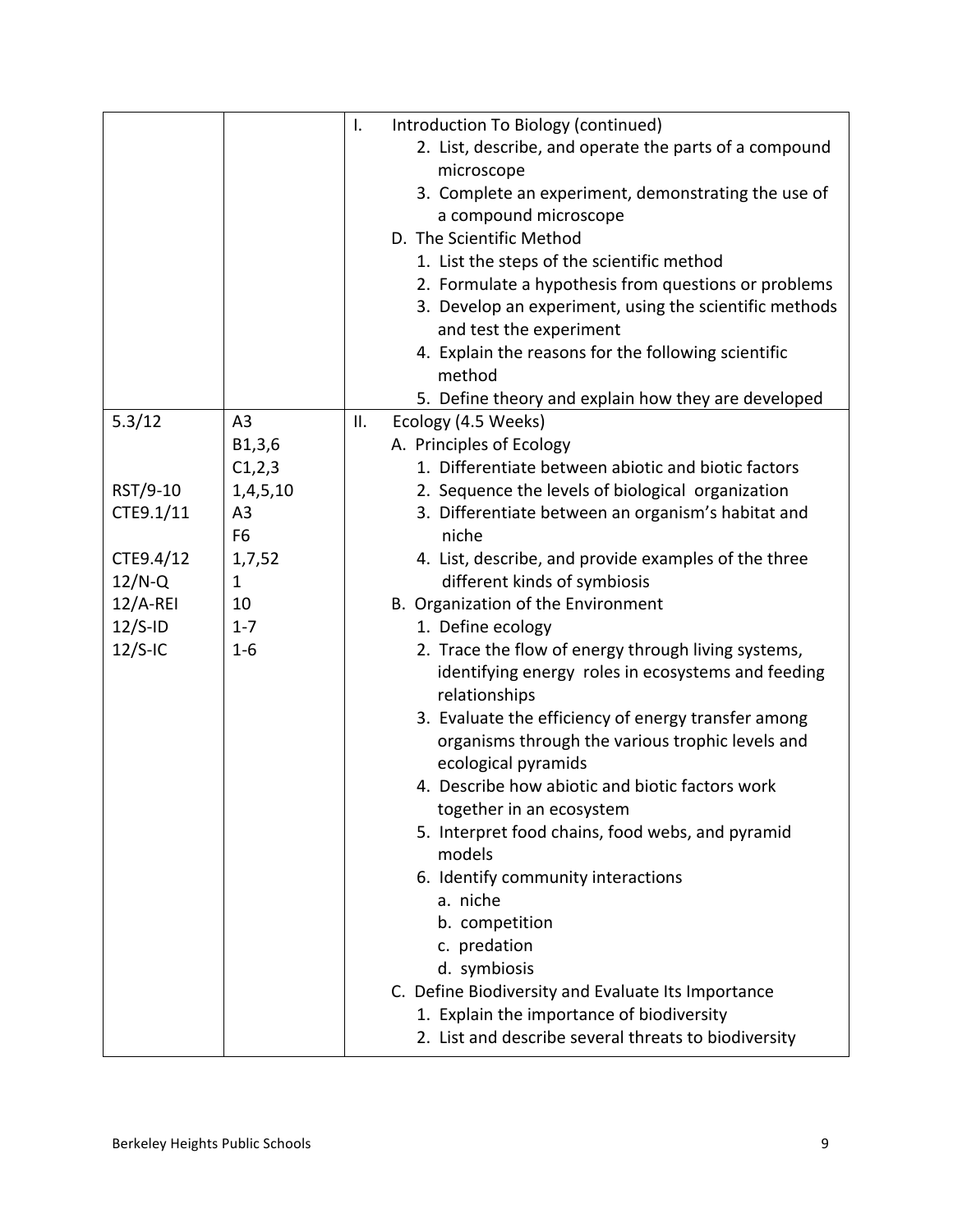| | | |
|---|---|---|
| | | I. Introduction To Biology (continued)<br>2. List, describe, and operate the parts of a compound microscope<br>3. Complete an experiment, demonstrating the use of a compound microscope<br>D. The Scientific Method<br>1. List the steps of the scientific method<br>2. Formulate a hypothesis from questions or problems<br>3. Develop an experiment, using the scientific methods and test the experiment<br>4. Explain the reasons for the following scientific method<br>5. Define theory and explain how they are developed |
| 5.3/12<br><br><br>RST/9-10<br>CTE9.1/11<br><br>CTE9.4/12<br>12/N-Q<br>12/A-REI<br>12/S-ID<br>12/S-IC | A3<br>B1,3,6<br>C1,2,3<br>1,4,5,10<br>A3<br>F6<br>1,7,52<br>1<br>10<br>1-7<br>1-6 | II. Ecology (4.5 Weeks)<br>A. Principles of Ecology<br>1. Differentiate between abiotic and biotic factors<br>2. Sequence the levels of biological organization<br>3. Differentiate between an organism's habitat and niche<br>4. List, describe, and provide examples of the three different kinds of symbiosis<br>B. Organization of the Environment<br>1. Define ecology<br>2. Trace the flow of energy through living systems, identifying energy roles in ecosystems and feeding relationships<br>3. Evaluate the efficiency of energy transfer among organisms through the various trophic levels and ecological pyramids<br>4. Describe how abiotic and biotic factors work together in an ecosystem<br>5. Interpret food chains, food webs, and pyramid models<br>6. Identify community interactions<br>a. niche<br>b. competition<br>c. predation<br>d. symbiosis<br>C. Define Biodiversity and Evaluate Its Importance<br>1. Explain the importance of biodiversity<br>2. List and describe several threats to biodiversity |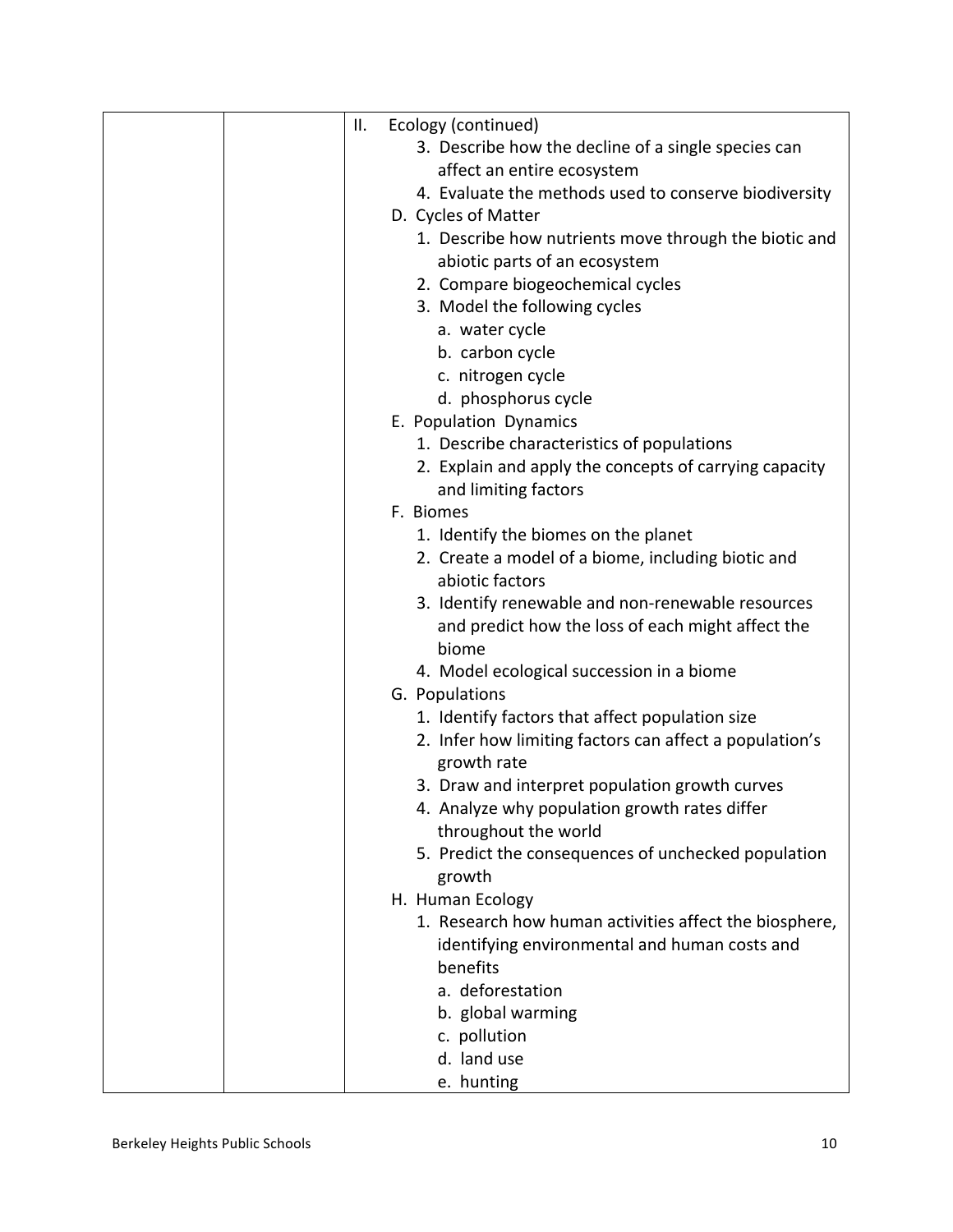| | | II. Ecology (continued)<br>3. Describe how the decline of a single species can affect an entire ecosystem<br>4. Evaluate the methods used to conserve biodiversity<br>D. Cycles of Matter<br>1. Describe how nutrients move through the biotic and abiotic parts of an ecosystem<br>2. Compare biogeochemical cycles<br>3. Model the following cycles<br>a. water cycle<br>b. carbon cycle<br>c. nitrogen cycle<br>d. phosphorus cycle<br>E. Population Dynamics<br>1. Describe characteristics of populations<br>2. Explain and apply the concepts of carrying capacity and limiting factors<br>F. Biomes<br>1. Identify the biomes on the planet<br>2. Create a model of a biome, including biotic and abiotic factors<br>3. Identify renewable and non-renewable resources and predict how the loss of each might affect the biome<br>4. Model ecological succession in a biome<br>G. Populations<br>1. Identify factors that affect population size<br>2. Infer how limiting factors can affect a population's growth rate<br>3. Draw and interpret population growth curves<br>4. Analyze why population growth rates differ throughout the world<br>5. Predict the consequences of unchecked population growth<br>H. Human Ecology<br>1. Research how human activities affect the biosphere, identifying environmental and human costs and benefits<br>a. deforestation<br>b. global warming<br>c. pollution<br>d. land use<br>e. hunting |
|---|---|---|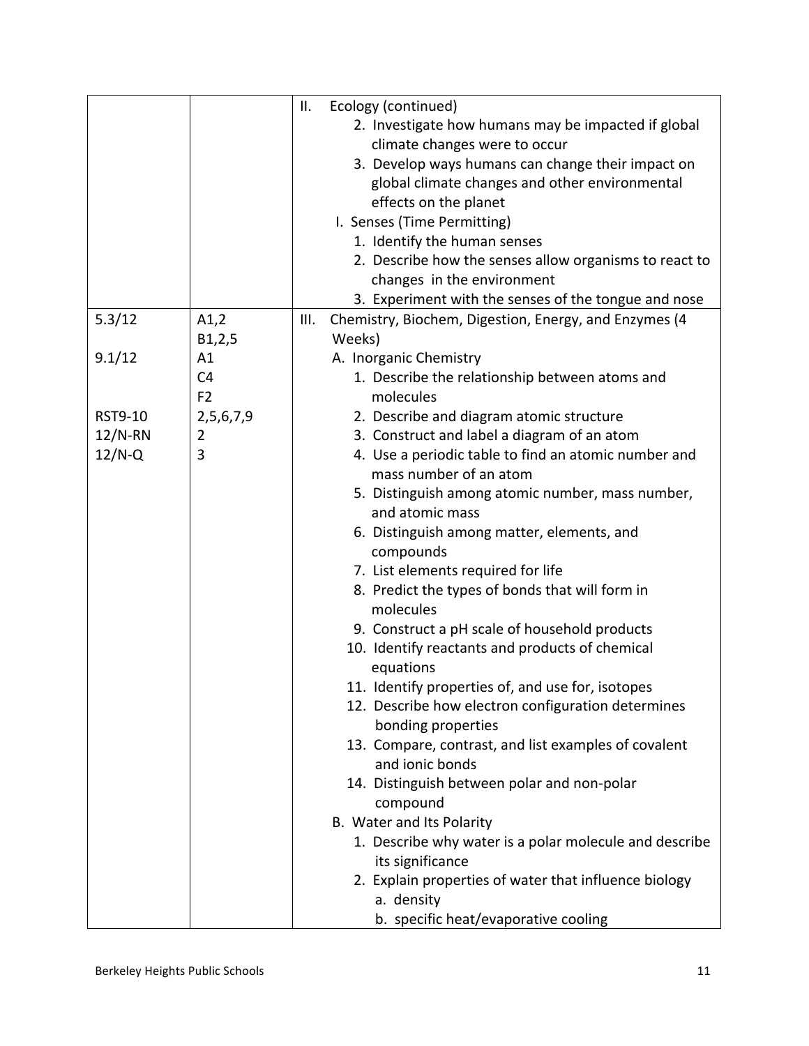| | | |
|---|---|---|
| | | II. Ecology (continued)<br>2. Investigate how humans may be impacted if global climate changes were to occur<br>3. Develop ways humans can change their impact on global climate changes and other environmental effects on the planet<br>I. Senses (Time Permitting)<br>1. Identify the human senses<br>2. Describe how the senses allow organisms to react to changes in the environment<br>3. Experiment with the senses of the tongue and nose |
| 5.3/12<br><br>9.1/12<br><br><br><br>RST9-10<br>12/N-RN<br>12/N-Q | A1,2<br>B1,2,5<br>A1<br>C4<br>F2<br>2,5,6,7,9<br>2<br>3 | III. Chemistry, Biochem, Digestion, Energy, and Enzymes (4 Weeks)<br>A. Inorganic Chemistry<br>1. Describe the relationship between atoms and molecules<br>2. Describe and diagram atomic structure<br>3. Construct and label a diagram of an atom<br>4. Use a periodic table to find an atomic number and mass number of an atom<br>5. Distinguish among atomic number, mass number, and atomic mass<br>6. Distinguish among matter, elements, and compounds<br>7. List elements required for life<br>8. Predict the types of bonds that will form in molecules<br>9. Construct a pH scale of household products<br>10. Identify reactants and products of chemical equations<br>11. Identify properties of, and use for, isotopes<br>12. Describe how electron configuration determines bonding properties<br>13. Compare, contrast, and list examples of covalent and ionic bonds<br>14. Distinguish between polar and non-polar compound<br>B. Water and Its Polarity<br>1. Describe why water is a polar molecule and describe its significance<br>2. Explain properties of water that influence biology<br>a. density<br>b. specific heat/evaporative cooling |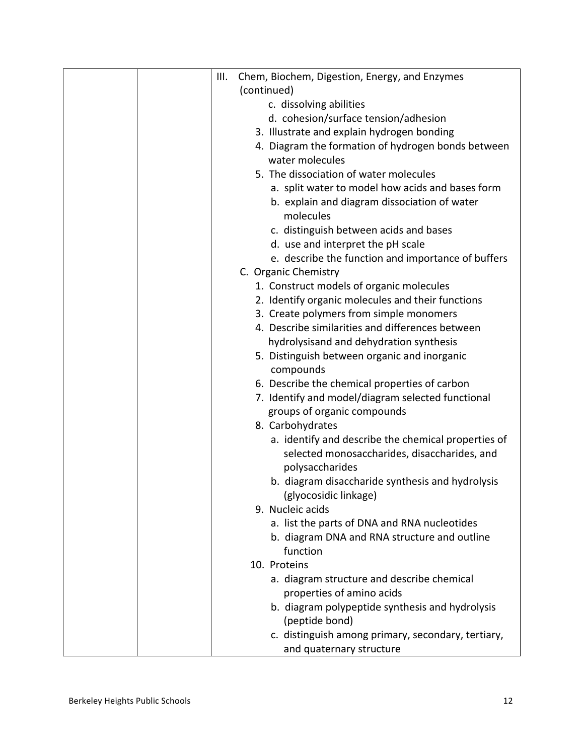| | | III. Chem, Biochem, Digestion, Energy, and Enzymes (continued)<br>c. dissolving abilities<br>d. cohesion/surface tension/adhesion<br>3. Illustrate and explain hydrogen bonding<br>4. Diagram the formation of hydrogen bonds between water molecules<br>5. The dissociation of water molecules<br>a. split water to model how acids and bases form<br>b. explain and diagram dissociation of water molecules<br>c. distinguish between acids and bases<br>d. use and interpret the pH scale<br>e. describe the function and importance of buffers<br>C. Organic Chemistry<br>1. Construct models of organic molecules<br>2. Identify organic molecules and their functions<br>3. Create polymers from simple monomers<br>4. Describe similarities and differences between hydrolysisand and dehydration synthesis<br>5. Distinguish between organic and inorganic compounds<br>6. Describe the chemical properties of carbon<br>7. Identify and model/diagram selected functional groups of organic compounds<br>8. Carbohydrates<br>a. identify and describe the chemical properties of selected monosaccharides, disaccharides, and polysaccharides<br>b. diagram disaccharide synthesis and hydrolysis (glyocosidic linkage)<br>9. Nucleic acids<br>a. list the parts of DNA and RNA nucleotides<br>b. diagram DNA and RNA structure and outline function<br>10. Proteins<br>a. diagram structure and describe chemical properties of amino acids<br>b. diagram polypeptide synthesis and hydrolysis (peptide bond)<br>c. distinguish among primary, secondary, tertiary, and quaternary structure |
|---|---|---|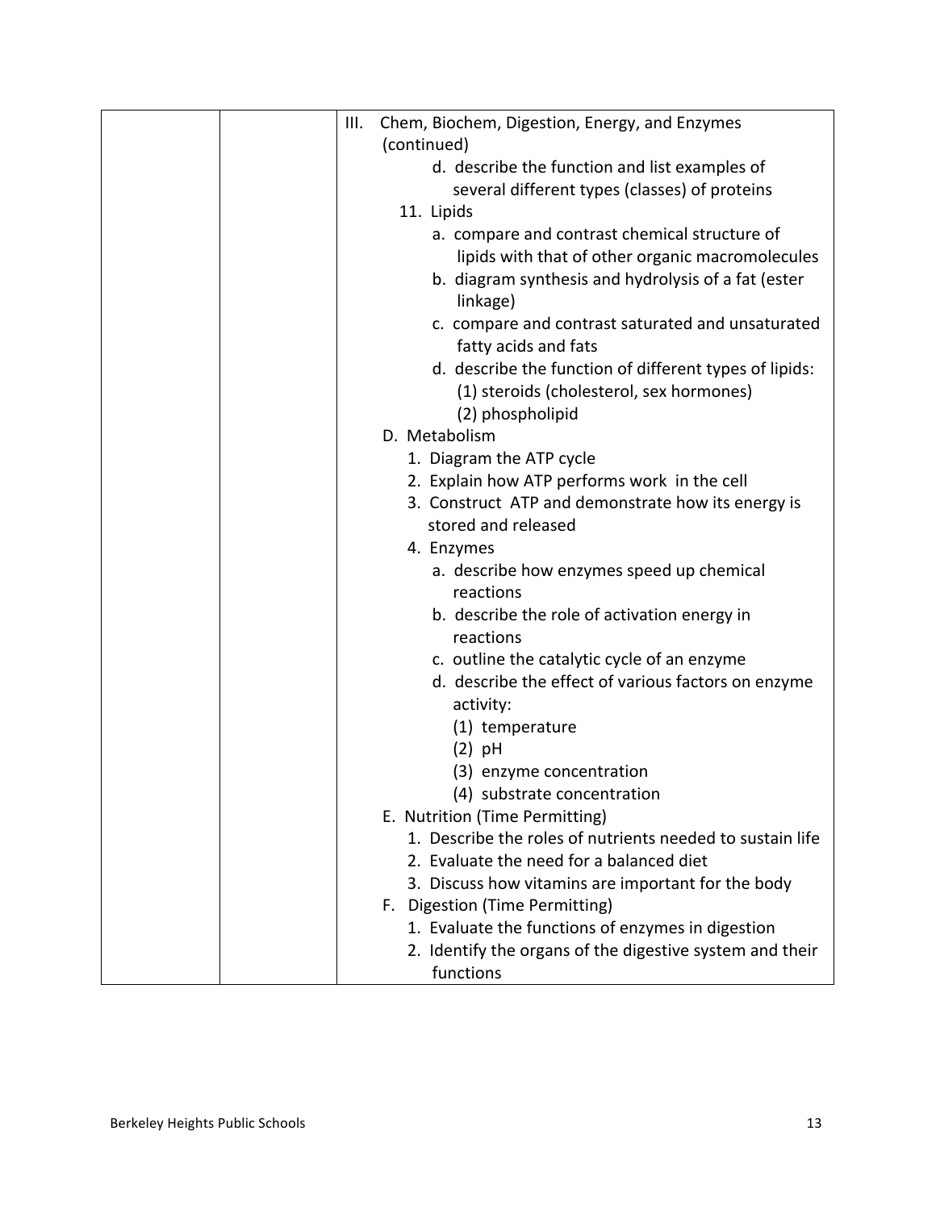| | | III. Chem, Biochem, Digestion, Energy, and Enzymes (continued)<br>d. describe the function and list examples of several different types (classes) of proteins<br>11. Lipids<br>a. compare and contrast chemical structure of lipids with that of other organic macromolecules<br>b. diagram synthesis and hydrolysis of a fat (ester linkage)<br>c. compare and contrast saturated and unsaturated fatty acids and fats<br>d. describe the function of different types of lipids:<br>(1) steroids (cholesterol, sex hormones)<br>(2) phospholipid<br>D. Metabolism<br>1. Diagram the ATP cycle<br>2. Explain how ATP performs work in the cell<br>3. Construct ATP and demonstrate how its energy is stored and released<br>4. Enzymes<br>a. describe how enzymes speed up chemical reactions<br>b. describe the role of activation energy in reactions<br>c. outline the catalytic cycle of an enzyme<br>d. describe the effect of various factors on enzyme activity:<br>(1) temperature<br>(2) pH<br>(3) enzyme concentration<br>(4) substrate concentration<br>E. Nutrition (Time Permitting)<br>1. Describe the roles of nutrients needed to sustain life<br>2. Evaluate the need for a balanced diet<br>3. Discuss how vitamins are important for the body<br>F. Digestion (Time Permitting)<br>1. Evaluate the functions of enzymes in digestion<br>2. Identify the organs of the digestive system and their functions |
|---|---|---|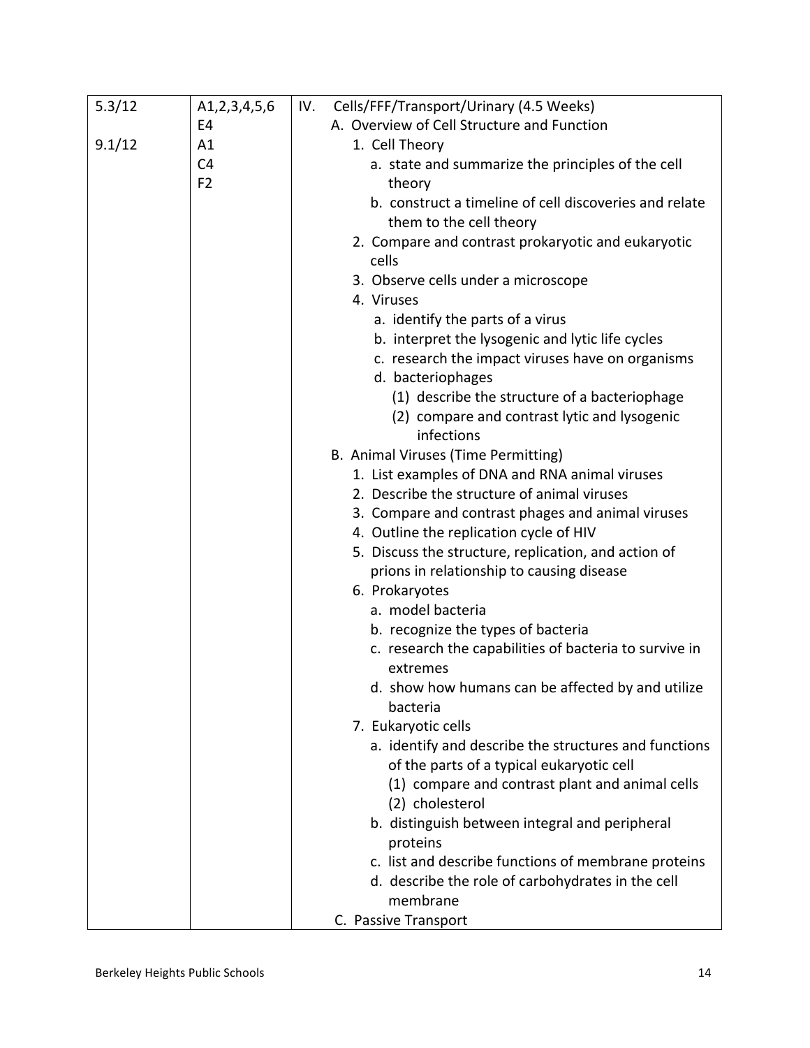| | | |
|---|---|---|
| 5.3/12<br><br>9.1/12 | A1,2,3,4,5,6<br>E4<br>A1<br>C4<br>F2 | IV. Cells/FFF/Transport/Urinary (4.5 Weeks)<br>A. Overview of Cell Structure and Function<br>1. Cell Theory<br>a. state and summarize the principles of the cell theory<br>b. construct a timeline of cell discoveries and relate them to the cell theory<br>2. Compare and contrast prokaryotic and eukaryotic cells<br>3. Observe cells under a microscope<br>4. Viruses<br>a. identify the parts of a virus<br>b. interpret the lysogenic and lytic life cycles<br>c. research the impact viruses have on organisms<br>d. bacteriophages<br>(1) describe the structure of a bacteriophage<br>(2) compare and contrast lytic and lysogenic infections<br>B. Animal Viruses (Time Permitting)<br>1. List examples of DNA and RNA animal viruses<br>2. Describe the structure of animal viruses<br>3. Compare and contrast phages and animal viruses<br>4. Outline the replication cycle of HIV<br>5. Discuss the structure, replication, and action of prions in relationship to causing disease<br>6. Prokaryotes<br>a. model bacteria<br>b. recognize the types of bacteria<br>c. research the capabilities of bacteria to survive in extremes<br>d. show how humans can be affected by and utilize bacteria<br>7. Eukaryotic cells<br>a. identify and describe the structures and functions of the parts of a typical eukaryotic cell<br>(1) compare and contrast plant and animal cells<br>(2) cholesterol<br>b. distinguish between integral and peripheral proteins<br>c. list and describe functions of membrane proteins<br>d. describe the role of carbohydrates in the cell membrane<br>C. Passive Transport |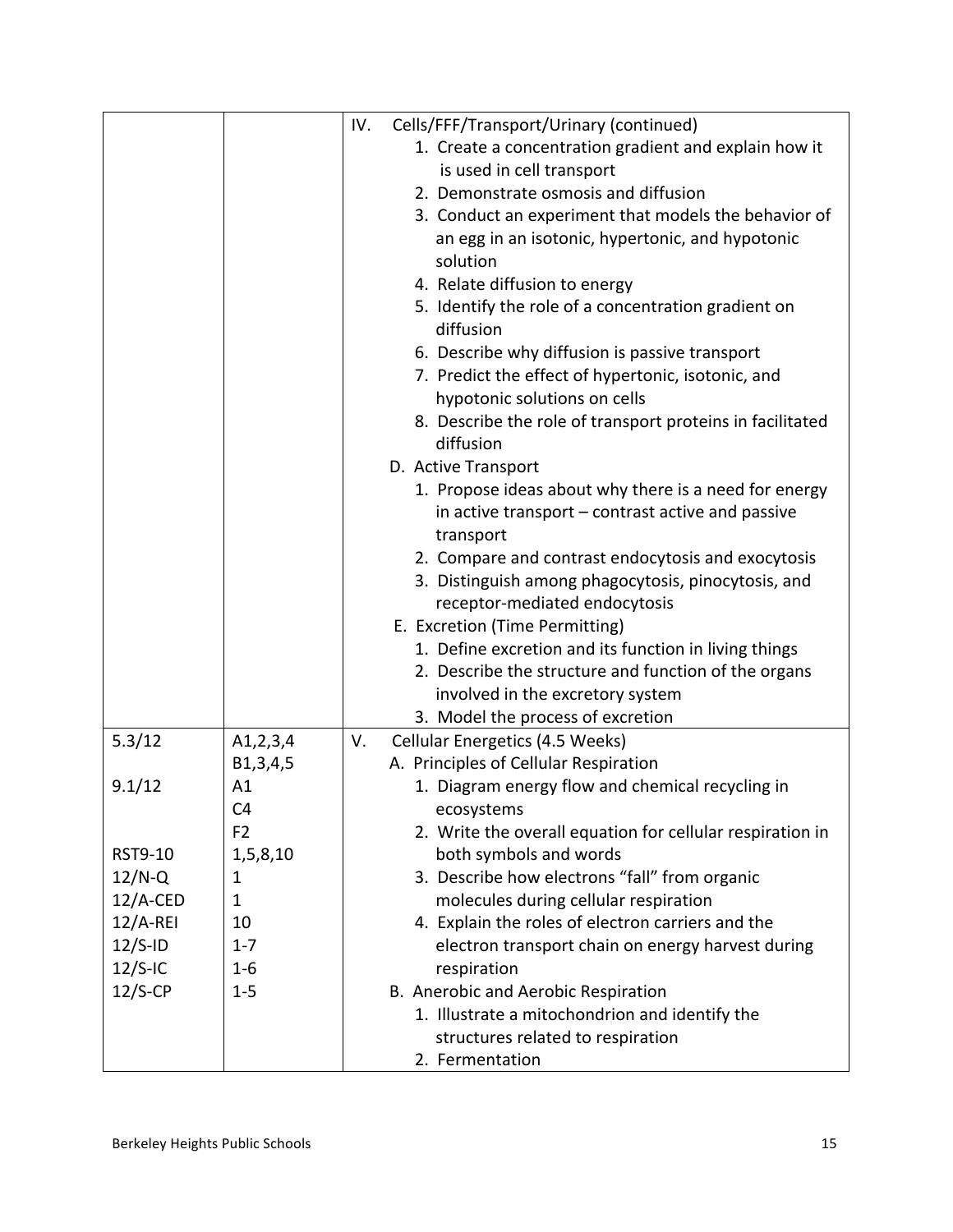| | | IV. Cells/FFF/Transport/Urinary (continued)<br>1. Create a concentration gradient and explain how it is used in cell transport<br>2. Demonstrate osmosis and diffusion<br>3. Conduct an experiment that models the behavior of an egg in an isotonic, hypertonic, and hypotonic solution<br>4. Relate diffusion to energy<br>5. Identify the role of a concentration gradient on diffusion<br>6. Describe why diffusion is passive transport<br>7. Predict the effect of hypertonic, isotonic, and hypotonic solutions on cells<br>8. Describe the role of transport proteins in facilitated diffusion<br>D. Active Transport<br>1. Propose ideas about why there is a need for energy in active transport – contrast active and passive transport<br>2. Compare and contrast endocytosis and exocytosis<br>3. Distinguish among phagocytosis, pinocytosis, and receptor-mediated endocytosis<br>E. Excretion (Time Permitting)<br>1. Define excretion and its function in living things<br>2. Describe the structure and function of the organs involved in the excretory system<br>3. Model the process of excretion |
|---|---|---|
| 5.3/12<br><br>9.1/12<br><br><br><br>RST9-10<br>12/N-Q<br>12/A-CED<br>12/A-REI<br>12/S-ID<br>12/S-IC<br>12/S-CP | A1,2,3,4<br>B1,3,4,5<br>A1<br>C4<br>F2<br>1,5,8,10<br>1<br>1<br>10<br>1-7<br>1-6<br>1-5 | V. Cellular Energetics (4.5 Weeks)<br>A. Principles of Cellular Respiration<br>1. Diagram energy flow and chemical recycling in ecosystems<br>2. Write the overall equation for cellular respiration in both symbols and words<br>3. Describe how electrons "fall" from organic molecules during cellular respiration<br>4. Explain the roles of electron carriers and the electron transport chain on energy harvest during respiration<br>B. Anerobic and Aerobic Respiration<br>1. Illustrate a mitochondrion and identify the structures related to respiration<br>2. Fermentation |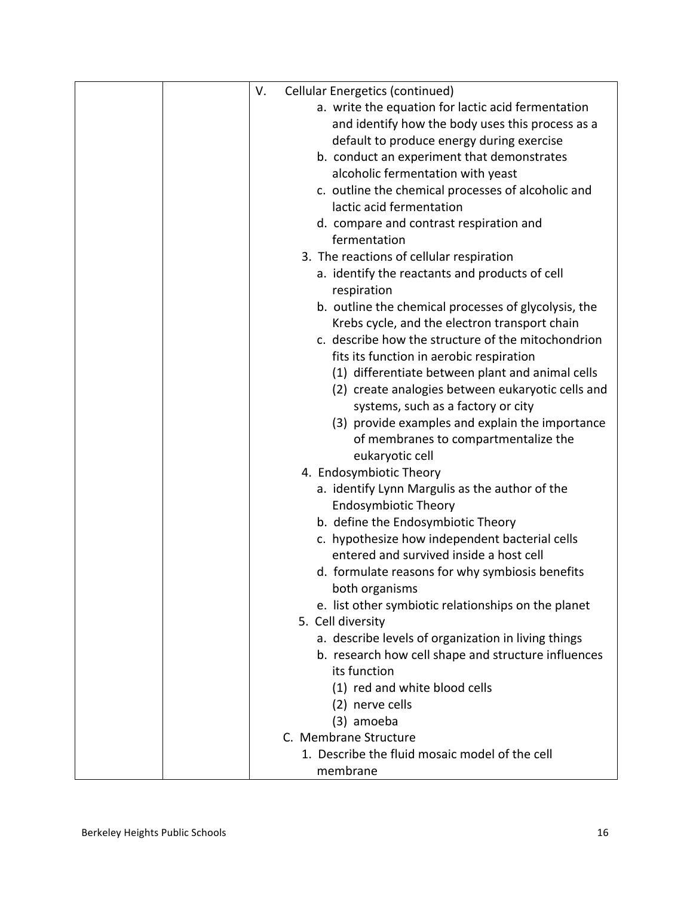| | | V. Cellular Energetics (continued)<br>a. write the equation for lactic acid fermentation and identify how the body uses this process as a default to produce energy during exercise<br>b. conduct an experiment that demonstrates alcoholic fermentation with yeast<br>c. outline the chemical processes of alcoholic and lactic acid fermentation<br>d. compare and contrast respiration and fermentation<br>3. The reactions of cellular respiration<br>a. identify the reactants and products of cell respiration<br>b. outline the chemical processes of glycolysis, the Krebs cycle, and the electron transport chain<br>c. describe how the structure of the mitochondrion fits its function in aerobic respiration<br>(1) differentiate between plant and animal cells<br>(2) create analogies between eukaryotic cells and systems, such as a factory or city<br>(3) provide examples and explain the importance of membranes to compartmentalize the eukaryotic cell<br>4. Endosymbiotic Theory<br>a. identify Lynn Margulis as the author of the Endosymbiotic Theory<br>b. define the Endosymbiotic Theory<br>c. hypothesize how independent bacterial cells entered and survived inside a host cell<br>d. formulate reasons for why symbiosis benefits both organisms<br>e. list other symbiotic relationships on the planet<br>5. Cell diversity<br>a. describe levels of organization in living things<br>b. research how cell shape and structure influences its function<br>(1) red and white blood cells<br>(2) nerve cells<br>(3) amoeba<br>C. Membrane Structure<br>1. Describe the fluid mosaic model of the cell membrane |
|---|---|---|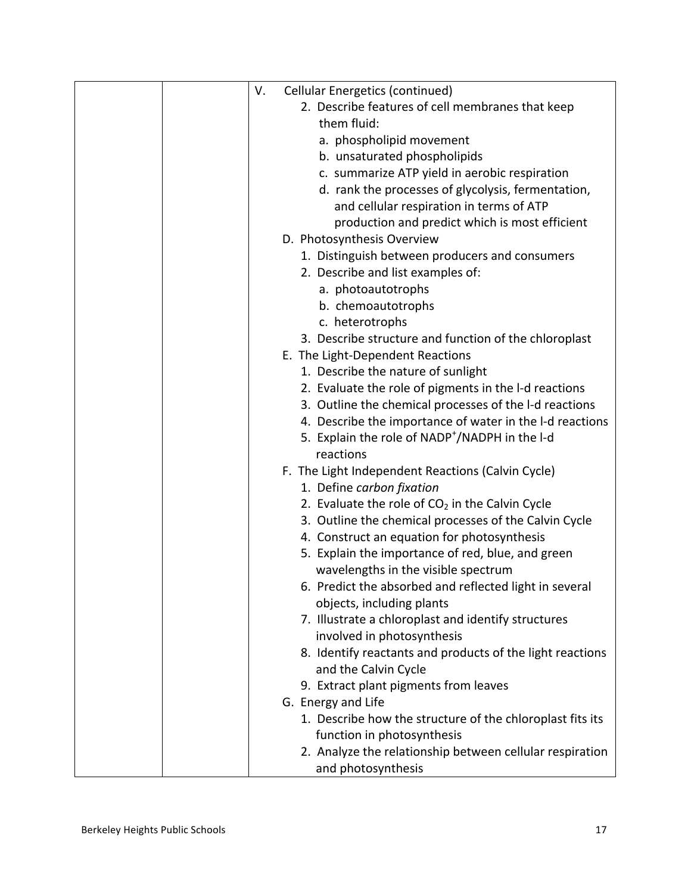| | | V. Cellular Energetics (continued)<br>2. Describe features of cell membranes that keep them fluid:<br>a. phospholipid movement<br>b. unsaturated phospholipids<br>c. summarize ATP yield in aerobic respiration<br>d. rank the processes of glycolysis, fermentation, and cellular respiration in terms of ATP production and predict which is most efficient<br>D. Photosynthesis Overview<br>1. Distinguish between producers and consumers<br>2. Describe and list examples of:<br>a. photoautotrophs<br>b. chemoautotrophs<br>c. heterotrophs<br>3. Describe structure and function of the chloroplast<br>E. The Light-Dependent Reactions<br>1. Describe the nature of sunlight<br>2. Evaluate the role of pigments in the l-d reactions<br>3. Outline the chemical processes of the l-d reactions<br>4. Describe the importance of water in the l-d reactions<br>5. Explain the role of $NADP^+$/NADPH in the l-d reactions<br>F. The Light Independent Reactions (Calvin Cycle)<br>1. Define *carbon fixation*<br>2. Evaluate the role of $CO_2$ in the Calvin Cycle<br>3. Outline the chemical processes of the Calvin Cycle<br>4. Construct an equation for photosynthesis<br>5. Explain the importance of red, blue, and green wavelengths in the visible spectrum<br>6. Predict the absorbed and reflected light in several objects, including plants<br>7. Illustrate a chloroplast and identify structures involved in photosynthesis<br>8. Identify reactants and products of the light reactions and the Calvin Cycle<br>9. Extract plant pigments from leaves<br>G. Energy and Life<br>1. Describe how the structure of the chloroplast fits its function in photosynthesis<br>2. Analyze the relationship between cellular respiration and photosynthesis |
|---|---|---|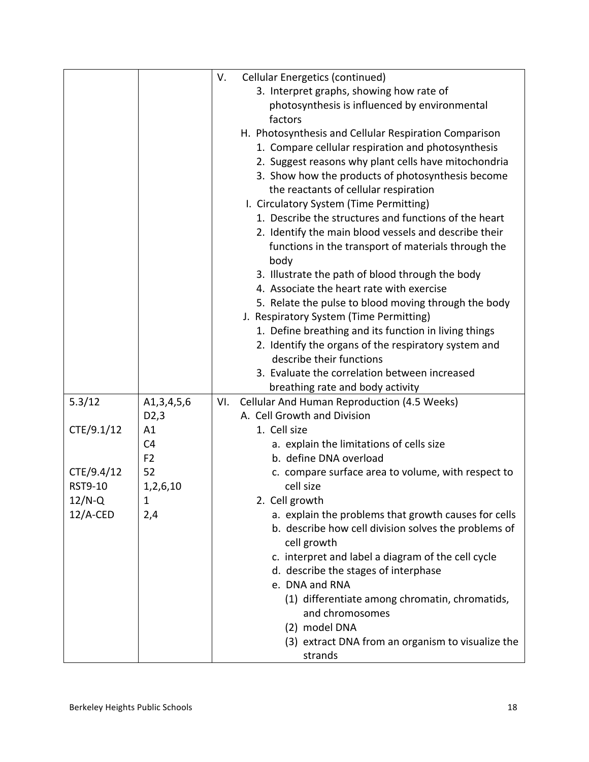|  |  | V. Cellular Energetics (continued)<br>3. Interpret graphs, showing how rate of photosynthesis is influenced by environmental factors<br>H. Photosynthesis and Cellular Respiration Comparison<br>1. Compare cellular respiration and photosynthesis<br>2. Suggest reasons why plant cells have mitochondria<br>3. Show how the products of photosynthesis become the reactants of cellular respiration<br>I. Circulatory System (Time Permitting)<br>1. Describe the structures and functions of the heart<br>2. Identify the main blood vessels and describe their functions in the transport of materials through the body<br>3. Illustrate the path of blood through the body<br>4. Associate the heart rate with exercise<br>5. Relate the pulse to blood moving through the body<br>J. Respiratory System (Time Permitting)<br>1. Define breathing and its function in living things<br>2. Identify the organs of the respiratory system and describe their functions<br>3. Evaluate the correlation between increased breathing rate and body activity |
|---|---|---|
| 5.3/12<br><br>CTE/9.1/12<br><br><br>CTE/9.4/12<br>RST9-10<br>12/N-Q<br>12/A-CED | A1,3,4,5,6<br>D2,3<br>A1<br>C4<br>F2<br>52<br>1,2,6,10<br>1<br>2,4 | VI. Cellular And Human Reproduction (4.5 Weeks)<br>A. Cell Growth and Division<br>1. Cell size<br>a. explain the limitations of cells size<br>b. define DNA overload<br>c. compare surface area to volume, with respect to cell size<br>2. Cell growth<br>a. explain the problems that growth causes for cells<br>b. describe how cell division solves the problems of cell growth<br>c. interpret and label a diagram of the cell cycle<br>d. describe the stages of interphase<br>e. DNA and RNA<br>(1) differentiate among chromatin, chromatids, and chromosomes<br>(2) model DNA<br>(3) extract DNA from an organism to visualize the strands |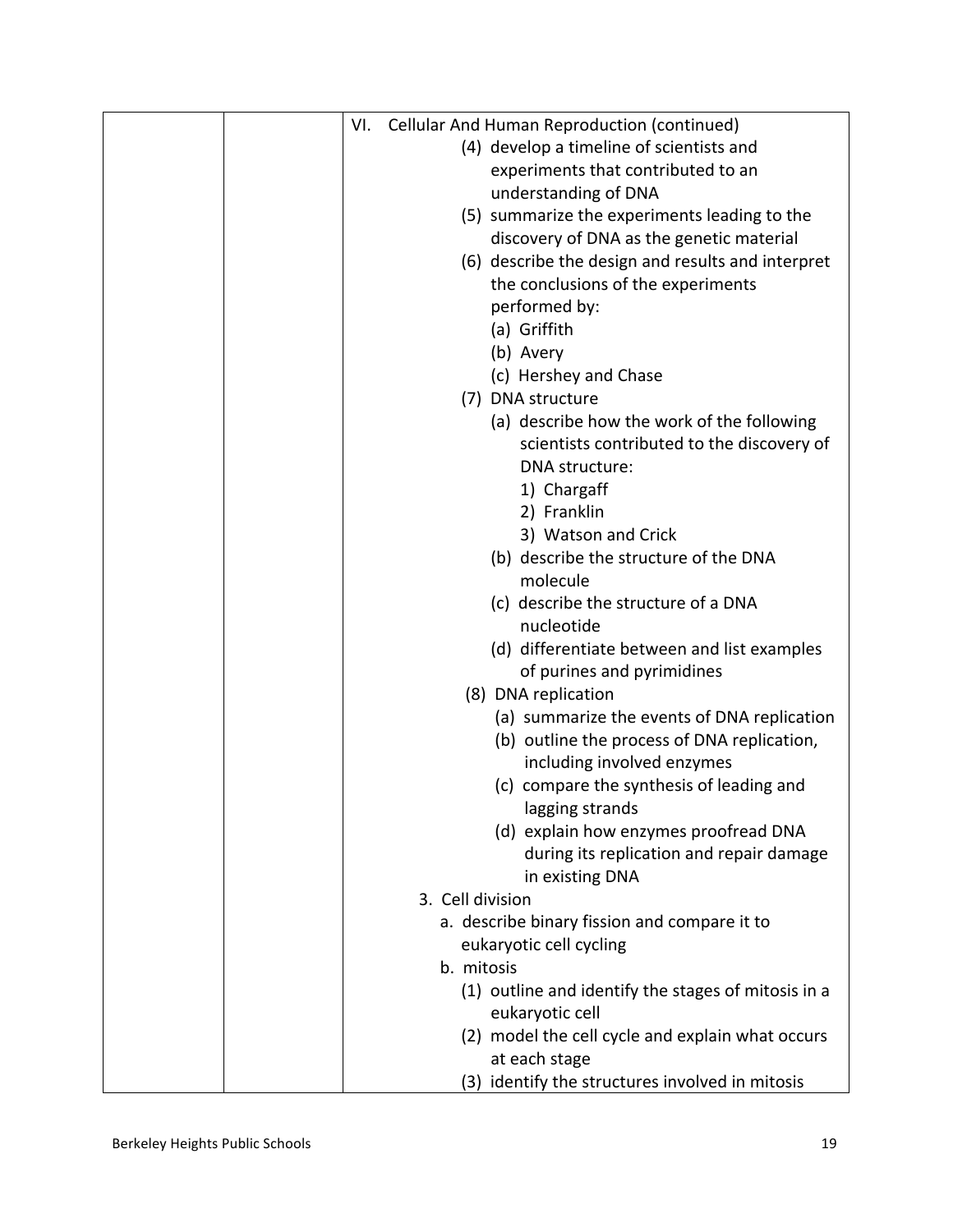| | | VI. Cellular And Human Reproduction (continued)<br>(4) develop a timeline of scientists and experiments that contributed to an understanding of DNA<br>(5) summarize the experiments leading to the discovery of DNA as the genetic material<br>(6) describe the design and results and interpret the conclusions of the experiments performed by:<br>(a) Griffith<br>(b) Avery<br>(c) Hershey and Chase<br>(7) DNA structure<br>(a) describe how the work of the following scientists contributed to the discovery of DNA structure:<br>1) Chargaff<br>2) Franklin<br>3) Watson and Crick<br>(b) describe the structure of the DNA molecule<br>(c) describe the structure of a DNA nucleotide<br>(d) differentiate between and list examples of purines and pyrimidines<br>(8) DNA replication<br>(a) summarize the events of DNA replication<br>(b) outline the process of DNA replication, including involved enzymes<br>(c) compare the synthesis of leading and lagging strands<br>(d) explain how enzymes proofread DNA during its replication and repair damage in existing DNA<br>3. Cell division<br>a. describe binary fission and compare it to eukaryotic cell cycling<br>b. mitosis<br>(1) outline and identify the stages of mitosis in a eukaryotic cell<br>(2) model the cell cycle and explain what occurs at each stage<br>(3) identify the structures involved in mitosis |
|---|---|---|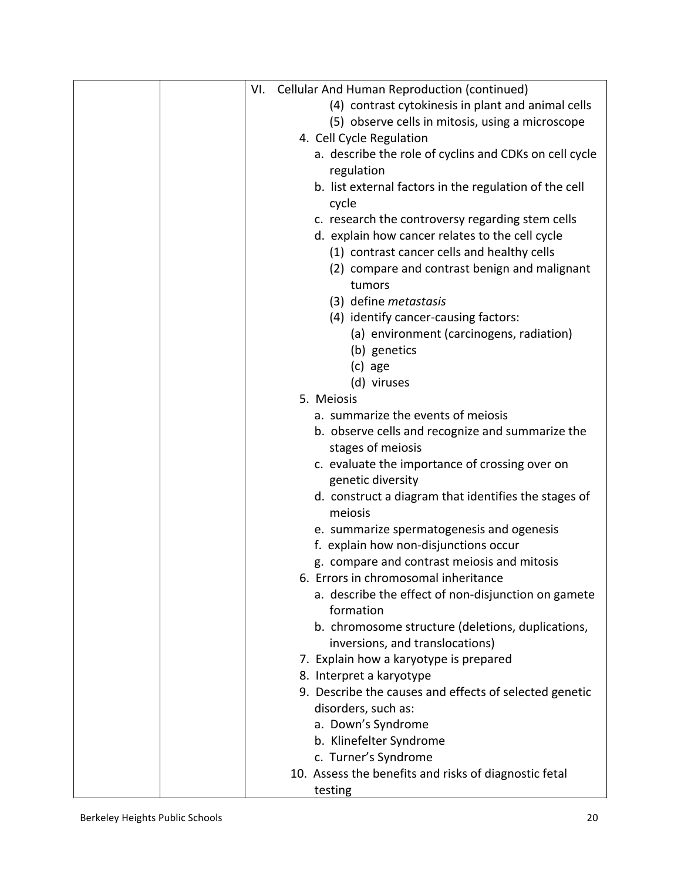| | | VI. Cellular And Human Reproduction (continued)<br>(4) contrast cytokinesis in plant and animal cells<br>(5) observe cells in mitosis, using a microscope<br>4. Cell Cycle Regulation<br>a. describe the role of cyclins and CDKs on cell cycle regulation<br>b. list external factors in the regulation of the cell cycle<br>c. research the controversy regarding stem cells<br>d. explain how cancer relates to the cell cycle<br>(1) contrast cancer cells and healthy cells<br>(2) compare and contrast benign and malignant tumors<br>(3) define *metastasis*<br>(4) identify cancer-causing factors:<br>(a) environment (carcinogens, radiation)<br>(b) genetics<br>(c) age<br>(d) viruses<br>5. Meiosis<br>a. summarize the events of meiosis<br>b. observe cells and recognize and summarize the stages of meiosis<br>c. evaluate the importance of crossing over on genetic diversity<br>d. construct a diagram that identifies the stages of meiosis<br>e. summarize spermatogenesis and ogenesis<br>f. explain how non-disjunctions occur<br>g. compare and contrast meiosis and mitosis<br>6. Errors in chromosomal inheritance<br>a. describe the effect of non-disjunction on gamete formation<br>b. chromosome structure (deletions, duplications, inversions, and translocations)<br>7. Explain how a karyotype is prepared<br>8. Interpret a karyotype<br>9. Describe the causes and effects of selected genetic disorders, such as:<br>a. Down's Syndrome<br>b. Klinefelter Syndrome<br>c. Turner's Syndrome<br>10. Assess the benefits and risks of diagnostic fetal testing |
|---|---|---|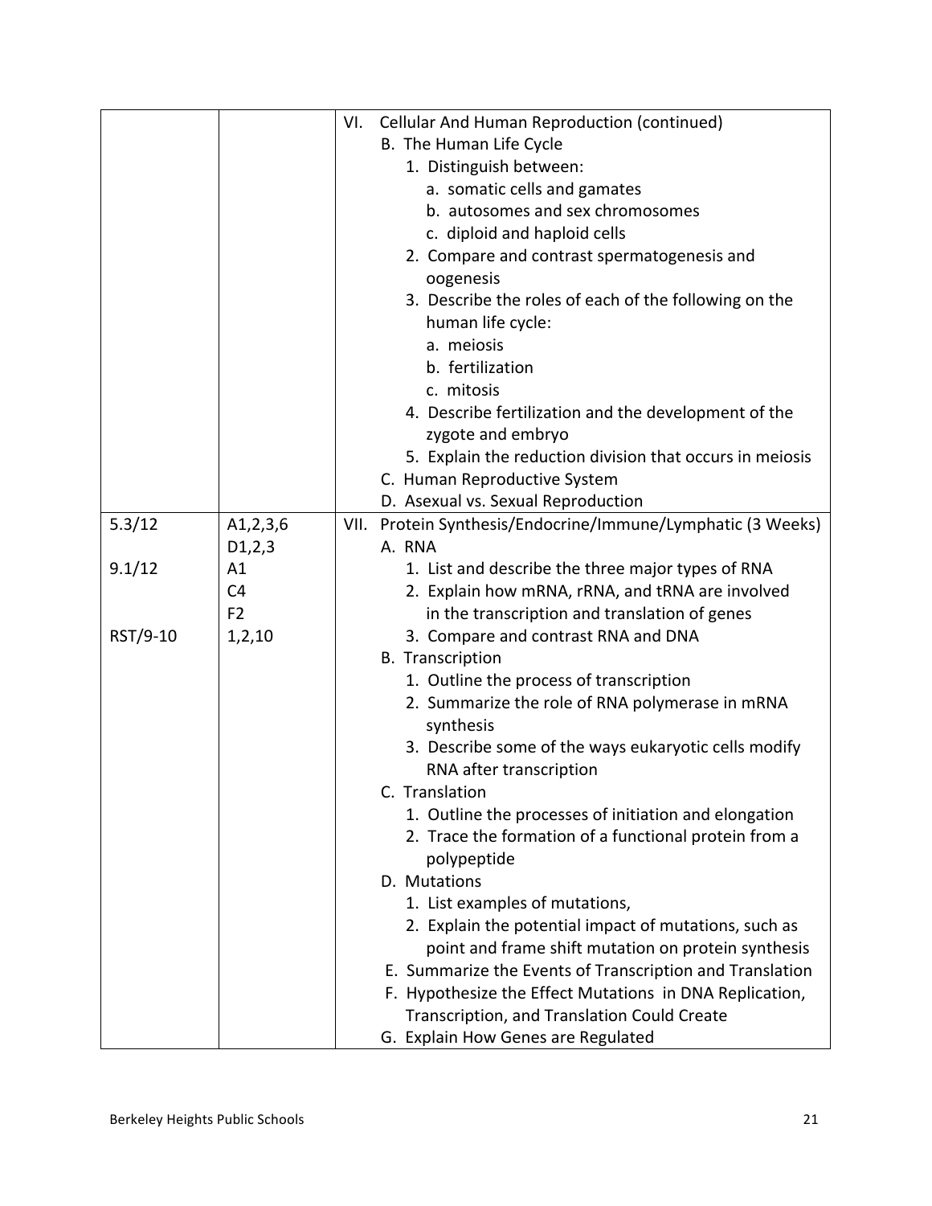| | | |
|---|---|---|
| | | VI. Cellular And Human Reproduction (continued)<br>B. The Human Life Cycle<br>1. Distinguish between:<br>a. somatic cells and gamates<br>b. autosomes and sex chromosomes<br>c. diploid and haploid cells<br>2. Compare and contrast spermatogenesis and oogenesis<br>3. Describe the roles of each of the following on the human life cycle:<br>a. meiosis<br>b. fertilization<br>c. mitosis<br>4. Describe fertilization and the development of the zygote and embryo<br>5. Explain the reduction division that occurs in meiosis<br>C. Human Reproductive System<br>D. Asexual vs. Sexual Reproduction |
| 5.3/12<br><br>9.1/12<br><br><br>RST/9-10 | A1,2,3,6<br>D1,2,3<br>A1<br>C4<br>F2<br>1,2,10 | VII. Protein Synthesis/Endocrine/Immune/Lymphatic (3 Weeks)<br>A. RNA<br>1. List and describe the three major types of RNA<br>2. Explain how mRNA, rRNA, and tRNA are involved in the transcription and translation of genes<br>3. Compare and contrast RNA and DNA<br>B. Transcription<br>1. Outline the process of transcription<br>2. Summarize the role of RNA polymerase in mRNA synthesis<br>3. Describe some of the ways eukaryotic cells modify RNA after transcription<br>C. Translation<br>1. Outline the processes of initiation and elongation<br>2. Trace the formation of a functional protein from a polypeptide<br>D. Mutations<br>1. List examples of mutations,<br>2. Explain the potential impact of mutations, such as point and frame shift mutation on protein synthesis<br>E. Summarize the Events of Transcription and Translation<br>F. Hypothesize the Effect Mutations in DNA Replication, Transcription, and Translation Could Create<br>G. Explain How Genes are Regulated |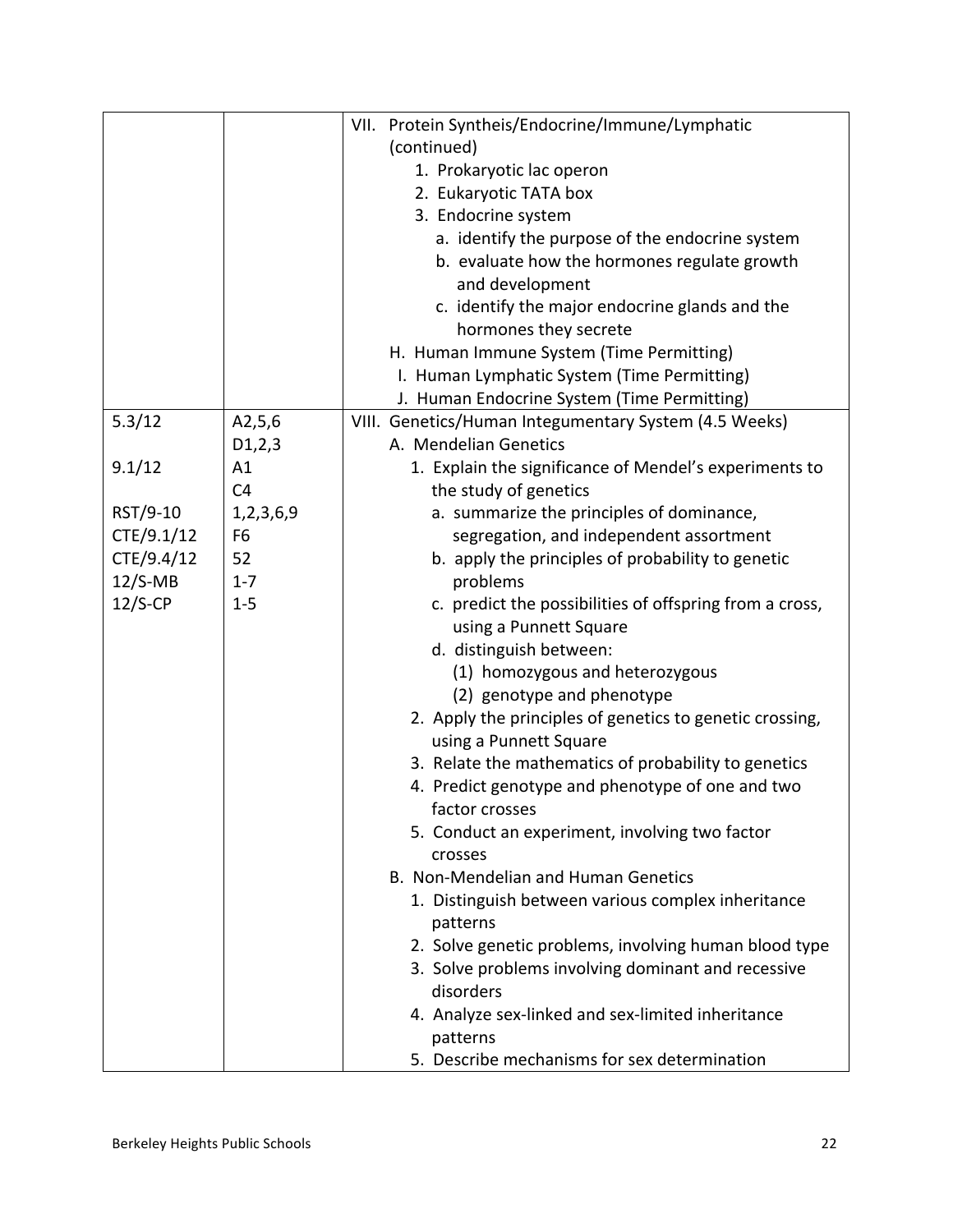| | | |
|---|---|---|
| | | VII. Protein Syntheis/Endocrine/Immune/Lymphatic (continued)<br>1. Prokaryotic lac operon<br>2. Eukaryotic TATA box<br>3. Endocrine system<br>a. identify the purpose of the endocrine system<br>b. evaluate how the hormones regulate growth and development<br>c. identify the major endocrine glands and the hormones they secrete<br>H. Human Immune System (Time Permitting)<br>I. Human Lymphatic System (Time Permitting)<br>J. Human Endocrine System (Time Permitting) |
| 5.3/12<br><br>9.1/12<br><br>RST/9-10<br>CTE/9.1/12<br>CTE/9.4/12<br>12/S-MB<br>12/S-CP | A2,5,6<br>D1,2,3<br>A1<br>C4<br>1,2,3,6,9<br>F6<br>52<br>1-7<br>1-5 | VIII. Genetics/Human Integumentary System (4.5 Weeks)<br>A. Mendelian Genetics<br>1. Explain the significance of Mendel's experiments to the study of genetics<br>a. summarize the principles of dominance, segregation, and independent assortment<br>b. apply the principles of probability to genetic problems<br>c. predict the possibilities of offspring from a cross, using a Punnett Square<br>d. distinguish between:<br>(1) homozygous and heterozygous<br>(2) genotype and phenotype<br>2. Apply the principles of genetics to genetic crossing, using a Punnett Square<br>3. Relate the mathematics of probability to genetics<br>4. Predict genotype and phenotype of one and two factor crosses<br>5. Conduct an experiment, involving two factor crosses<br>B. Non-Mendelian and Human Genetics<br>1. Distinguish between various complex inheritance patterns<br>2. Solve genetic problems, involving human blood type<br>3. Solve problems involving dominant and recessive disorders<br>4. Analyze sex-linked and sex-limited inheritance patterns<br>5. Describe mechanisms for sex determination |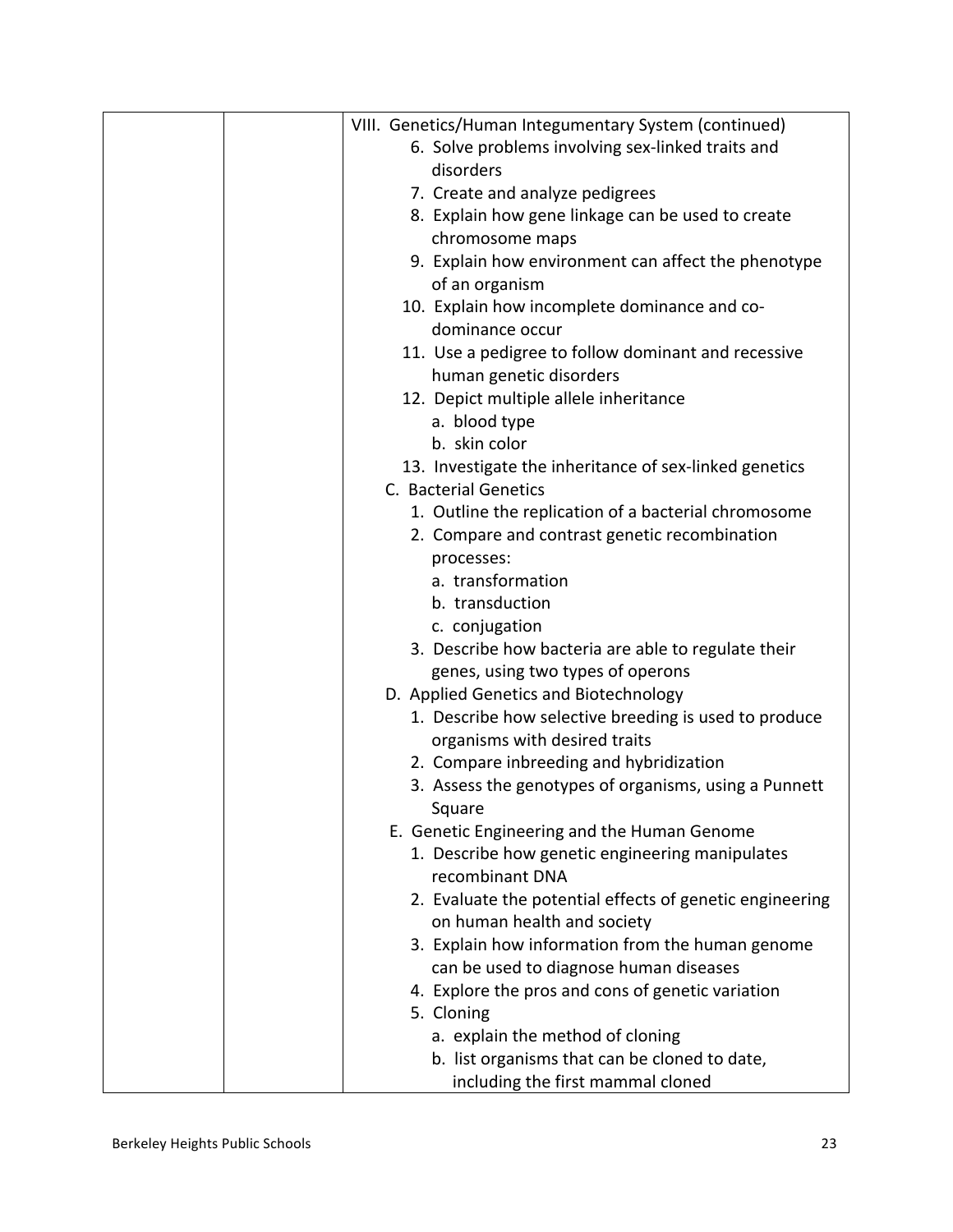| | | VIII. Genetics/Human Integumentary System (continued)<br>6. Solve problems involving sex-linked traits and disorders<br>7. Create and analyze pedigrees<br>8. Explain how gene linkage can be used to create chromosome maps<br>9. Explain how environment can affect the phenotype of an organism<br>10. Explain how incomplete dominance and co-dominance occur<br>11. Use a pedigree to follow dominant and recessive human genetic disorders<br>12. Depict multiple allele inheritance<br>a. blood type<br>b. skin color<br>13. Investigate the inheritance of sex-linked genetics<br>C. Bacterial Genetics<br>1. Outline the replication of a bacterial chromosome<br>2. Compare and contrast genetic recombination processes:<br>a. transformation<br>b. transduction<br>c. conjugation<br>3. Describe how bacteria are able to regulate their genes, using two types of operons<br>D. Applied Genetics and Biotechnology<br>1. Describe how selective breeding is used to produce organisms with desired traits<br>2. Compare inbreeding and hybridization<br>3. Assess the genotypes of organisms, using a Punnett Square<br>E. Genetic Engineering and the Human Genome<br>1. Describe how genetic engineering manipulates recombinant DNA<br>2. Evaluate the potential effects of genetic engineering on human health and society<br>3. Explain how information from the human genome can be used to diagnose human diseases<br>4. Explore the pros and cons of genetic variation<br>5. Cloning<br>a. explain the method of cloning<br>b. list organisms that can be cloned to date, including the first mammal cloned |
|---|---|---|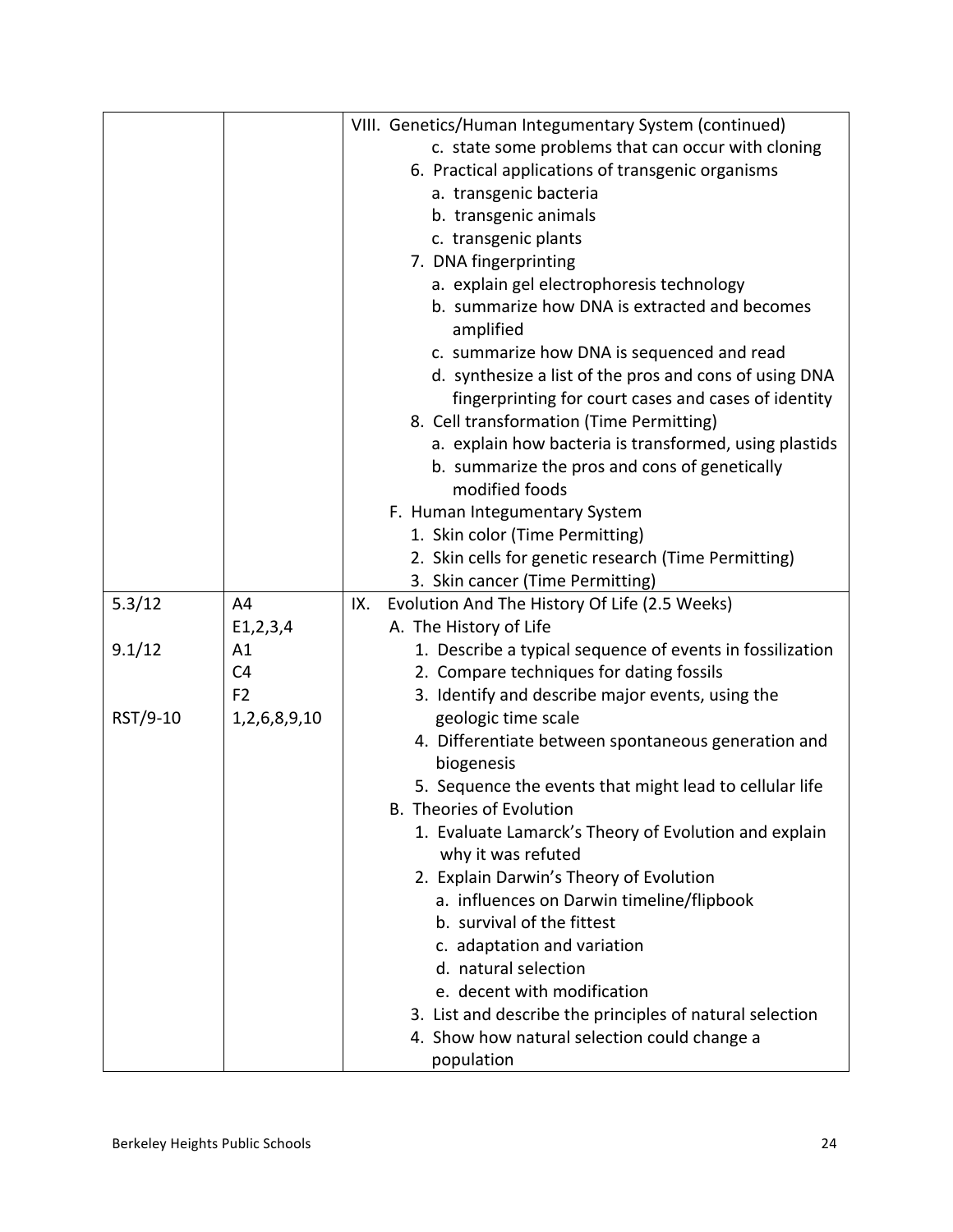| | | |
|---|---|---|
| | | VIII. Genetics/Human Integumentary System (continued)<br>c. state some problems that can occur with cloning<br>6. Practical applications of transgenic organisms<br>a. transgenic bacteria<br>b. transgenic animals<br>c. transgenic plants<br>7. DNA fingerprinting<br>a. explain gel electrophoresis technology<br>b. summarize how DNA is extracted and becomes amplified<br>c. summarize how DNA is sequenced and read<br>d. synthesize a list of the pros and cons of using DNA fingerprinting for court cases and cases of identity<br>8. Cell transformation (Time Permitting)<br>a. explain how bacteria is transformed, using plastids<br>b. summarize the pros and cons of genetically modified foods<br>F. Human Integumentary System<br>1. Skin color (Time Permitting)<br>2. Skin cells for genetic research (Time Permitting)<br>3. Skin cancer (Time Permitting) |
| 5.3/12<br><br>9.1/12<br><br><br>RST/9-10 | A4<br>E1,2,3,4<br>A1<br>C4<br>F2<br>1,2,6,8,9,10 | IX. Evolution And The History Of Life (2.5 Weeks)<br>A. The History of Life<br>1. Describe a typical sequence of events in fossilization<br>2. Compare techniques for dating fossils<br>3. Identify and describe major events, using the geologic time scale<br>4. Differentiate between spontaneous generation and biogenesis<br>5. Sequence the events that might lead to cellular life<br>B. Theories of Evolution<br>1. Evaluate Lamarck's Theory of Evolution and explain why it was refuted<br>2. Explain Darwin's Theory of Evolution<br>a. influences on Darwin timeline/flipbook<br>b. survival of the fittest<br>c. adaptation and variation<br>d. natural selection<br>e. decent with modification<br>3. List and describe the principles of natural selection<br>4. Show how natural selection could change a population |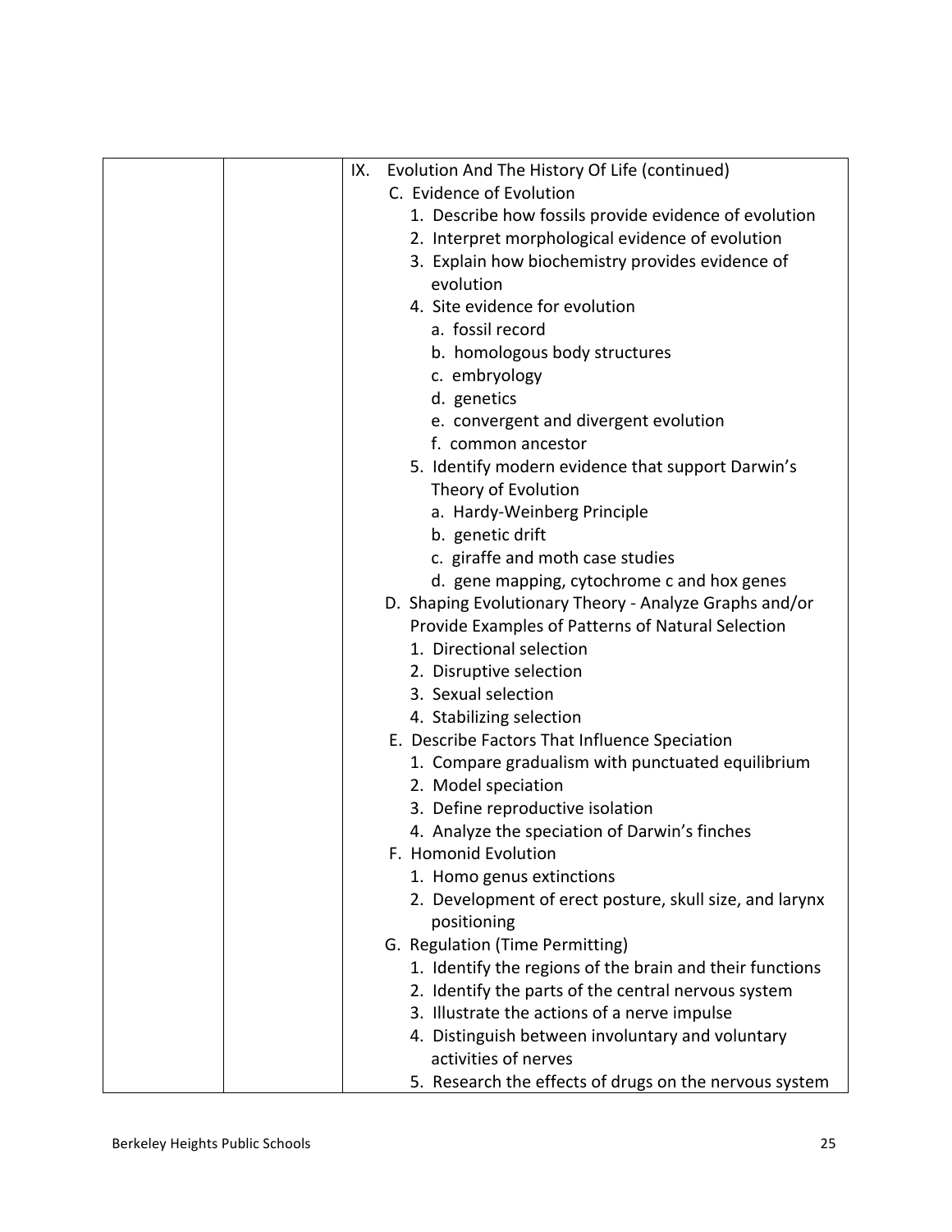| | | IX. Evolution And The History Of Life (continued)<br>C. Evidence of Evolution<br>1. Describe how fossils provide evidence of evolution<br>2. Interpret morphological evidence of evolution<br>3. Explain how biochemistry provides evidence of evolution<br>4. Site evidence for evolution<br>a. fossil record<br>b. homologous body structures<br>c. embryology<br>d. genetics<br>e. convergent and divergent evolution<br>f. common ancestor<br>5. Identify modern evidence that support Darwin's Theory of Evolution<br>a. Hardy-Weinberg Principle<br>b. genetic drift<br>c. giraffe and moth case studies<br>d. gene mapping, cytochrome c and hox genes<br>D. Shaping Evolutionary Theory - Analyze Graphs and/or Provide Examples of Patterns of Natural Selection<br>1. Directional selection<br>2. Disruptive selection<br>3. Sexual selection<br>4. Stabilizing selection<br>E. Describe Factors That Influence Speciation<br>1. Compare gradualism with punctuated equilibrium<br>2. Model speciation<br>3. Define reproductive isolation<br>4. Analyze the speciation of Darwin's finches<br>F. Homonid Evolution<br>1. Homo genus extinctions<br>2. Development of erect posture, skull size, and larynx positioning<br>G. Regulation (Time Permitting)<br>1. Identify the regions of the brain and their functions<br>2. Identify the parts of the central nervous system<br>3. Illustrate the actions of a nerve impulse<br>4. Distinguish between involuntary and voluntary activities of nerves<br>5. Research the effects of drugs on the nervous system |
|---|---|---|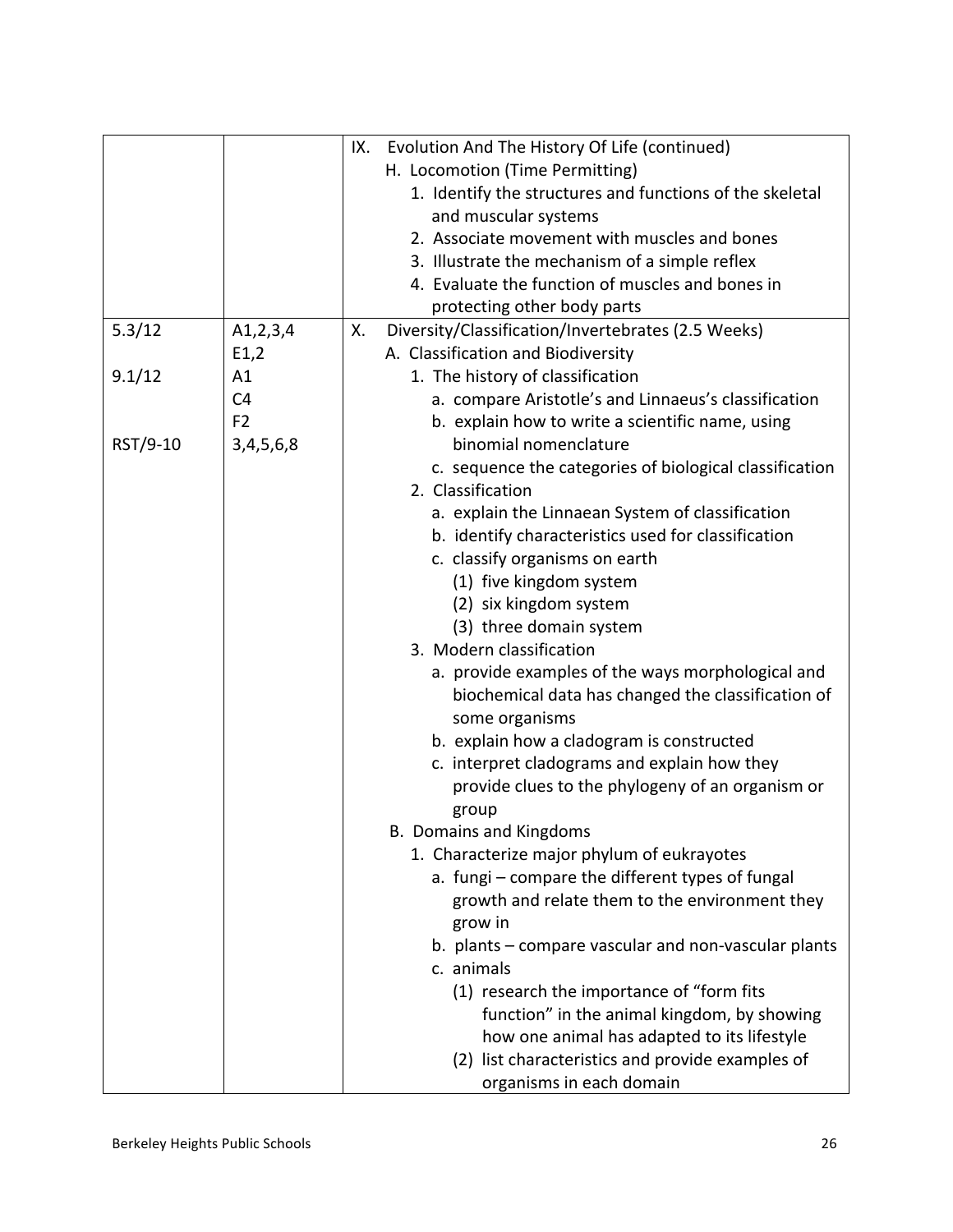| | | IX. Evolution And The History Of Life (continued)<br>H. Locomotion (Time Permitting)<br>1. Identify the structures and functions of the skeletal and muscular systems<br>2. Associate movement with muscles and bones<br>3. Illustrate the mechanism of a simple reflex<br>4. Evaluate the function of muscles and bones in protecting other body parts |
|---|---|---|
| 5.3/12<br><br>9.1/12<br><br><br>RST/9-10 | A1,2,3,4<br>E1,2<br>A1<br>C4<br>F2<br>3,4,5,6,8 | X. Diversity/Classification/Invertebrates (2.5 Weeks)<br>A. Classification and Biodiversity<br>1. The history of classification<br>a. compare Aristotle's and Linnaeus's classification<br>b. explain how to write a scientific name, using binomial nomenclature<br>c. sequence the categories of biological classification<br>2. Classification<br>a. explain the Linnaean System of classification<br>b. identify characteristics used for classification<br>c. classify organisms on earth<br>(1) five kingdom system<br>(2) six kingdom system<br>(3) three domain system<br>3. Modern classification<br>a. provide examples of the ways morphological and biochemical data has changed the classification of some organisms<br>b. explain how a cladogram is constructed<br>c. interpret cladograms and explain how they provide clues to the phylogeny of an organism or group<br>B. Domains and Kingdoms<br>1. Characterize major phylum of eukrayotes<br>a. fungi – compare the different types of fungal growth and relate them to the environment they grow in<br>b. plants – compare vascular and non-vascular plants<br>c. animals<br>(1) research the importance of "form fits function" in the animal kingdom, by showing how one animal has adapted to its lifestyle<br>(2) list characteristics and provide examples of organisms in each domain |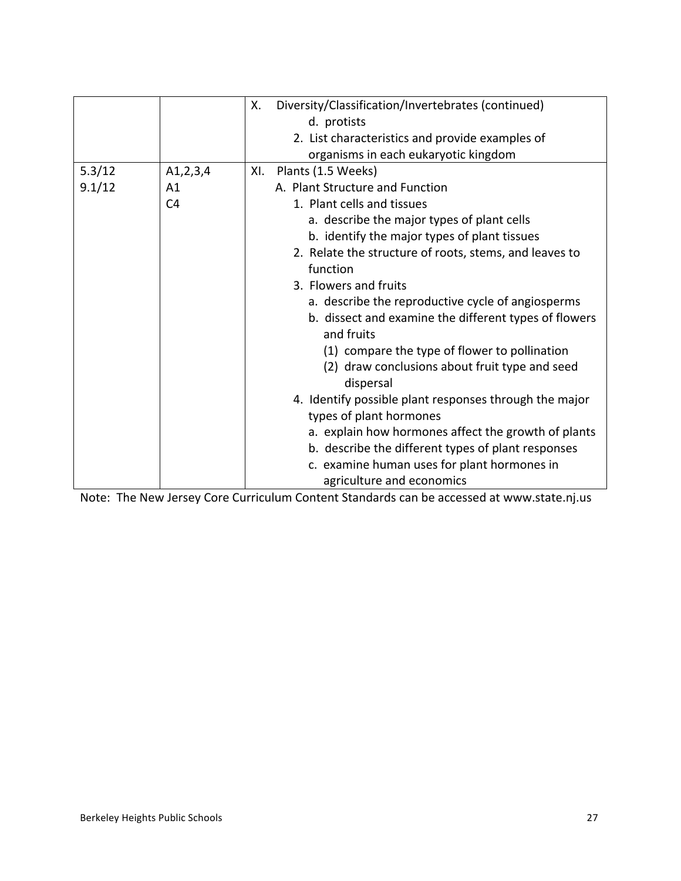| | | |
|---|---|---|
| | | X. Diversity/Classification/Invertebrates (continued)<br>d. protists<br>2. List characteristics and provide examples of organisms in each eukaryotic kingdom |
| 5.3/12<br>9.1/12 | A1,2,3,4<br>A1<br>C4 | XI. Plants (1.5 Weeks)<br>A. Plant Structure and Function<br>1. Plant cells and tissues<br>a. describe the major types of plant cells<br>b. identify the major types of plant tissues<br>2. Relate the structure of roots, stems, and leaves to function<br>3. Flowers and fruits<br>a. describe the reproductive cycle of angiosperms<br>b. dissect and examine the different types of flowers and fruits<br>(1) compare the type of flower to pollination<br>(2) draw conclusions about fruit type and seed dispersal<br>4. Identify possible plant responses through the major types of plant hormones<br>a. explain how hormones affect the growth of plants<br>b. describe the different types of plant responses<br>c. examine human uses for plant hormones in agriculture and economics |

Note: The New Jersey Core Curriculum Content Standards can be accessed at www.state.nj.us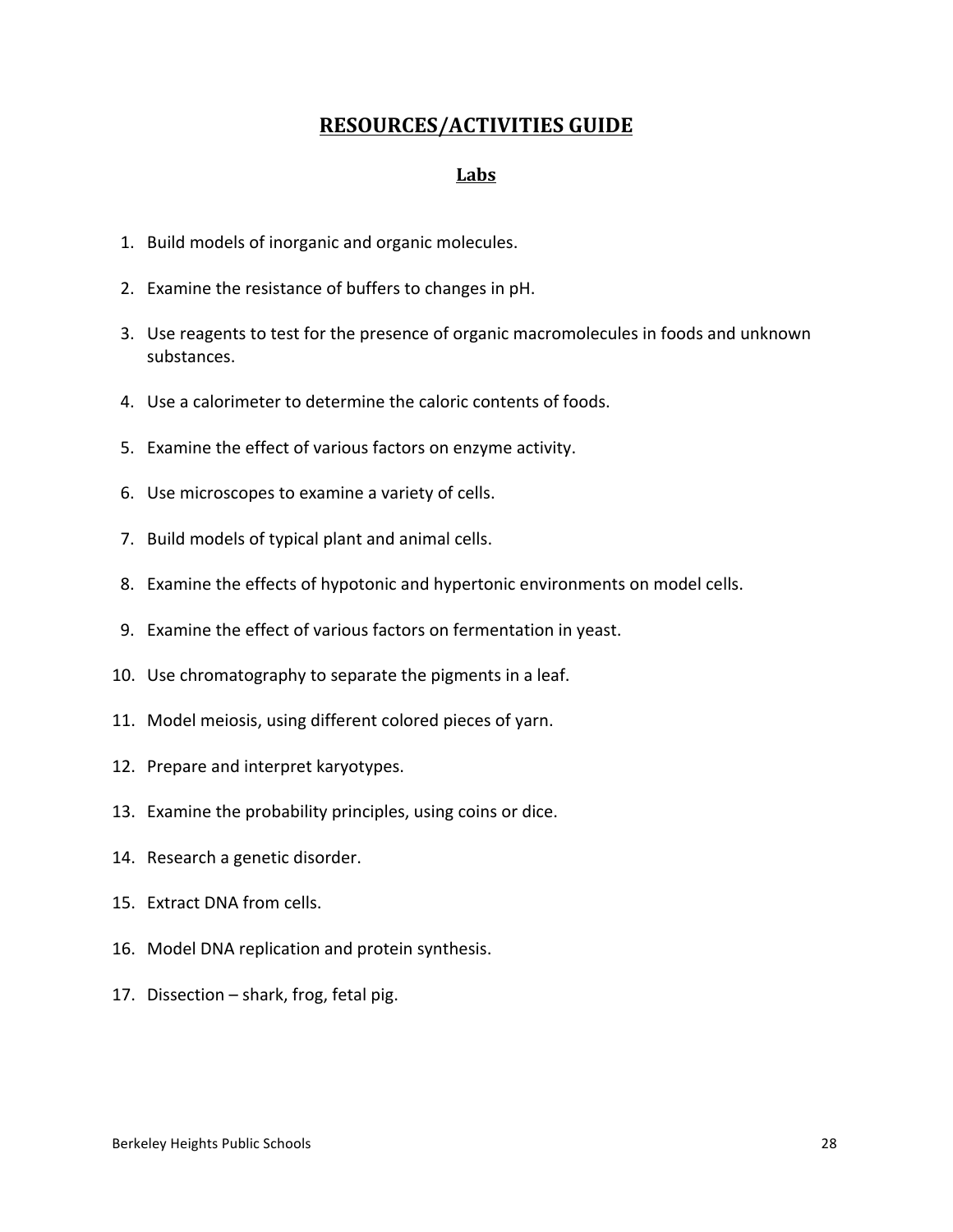# RESOURCES/ACTIVITIES GUIDE

## Labs

1. Build models of inorganic and organic molecules.
2. Examine the resistance of buffers to changes in pH.
3. Use reagents to test for the presence of organic macromolecules in foods and unknown substances.
4. Use a calorimeter to determine the caloric contents of foods.
5. Examine the effect of various factors on enzyme activity.
6. Use microscopes to examine a variety of cells.
7. Build models of typical plant and animal cells.
8. Examine the effects of hypotonic and hypertonic environments on model cells.
9. Examine the effect of various factors on fermentation in yeast.
10. Use chromatography to separate the pigments in a leaf.
11. Model meiosis, using different colored pieces of yarn.
12. Prepare and interpret karyotypes.
13. Examine the probability principles, using coins or dice.
14. Research a genetic disorder.
15. Extract DNA from cells.
16. Model DNA replication and protein synthesis.
17. Dissection – shark, frog, fetal pig.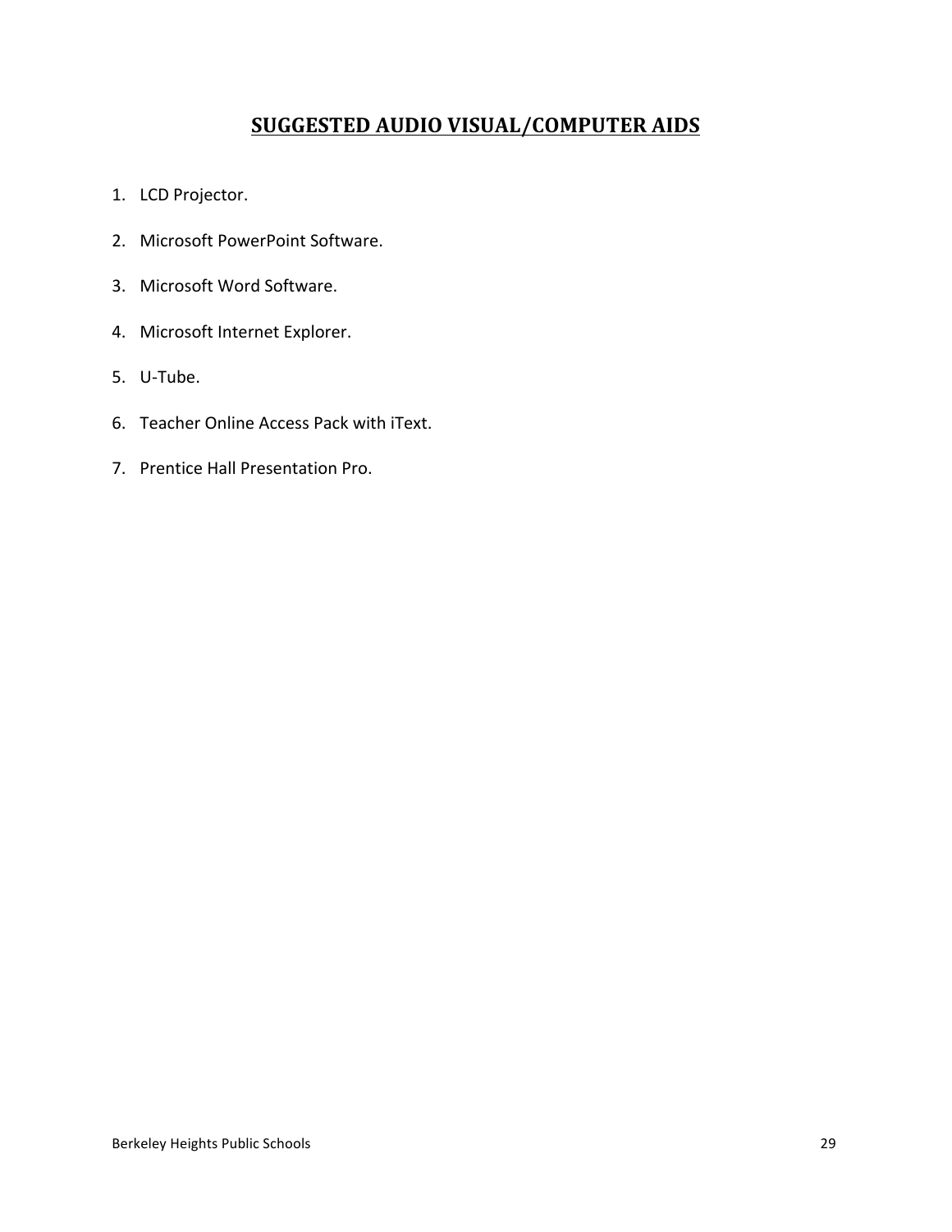## SUGGESTED AUDIO VISUAL/COMPUTER AIDS

1. LCD Projector.
2. Microsoft PowerPoint Software.
3. Microsoft Word Software.
4. Microsoft Internet Explorer.
5. U-Tube.
6. Teacher Online Access Pack with iText.
7. Prentice Hall Presentation Pro.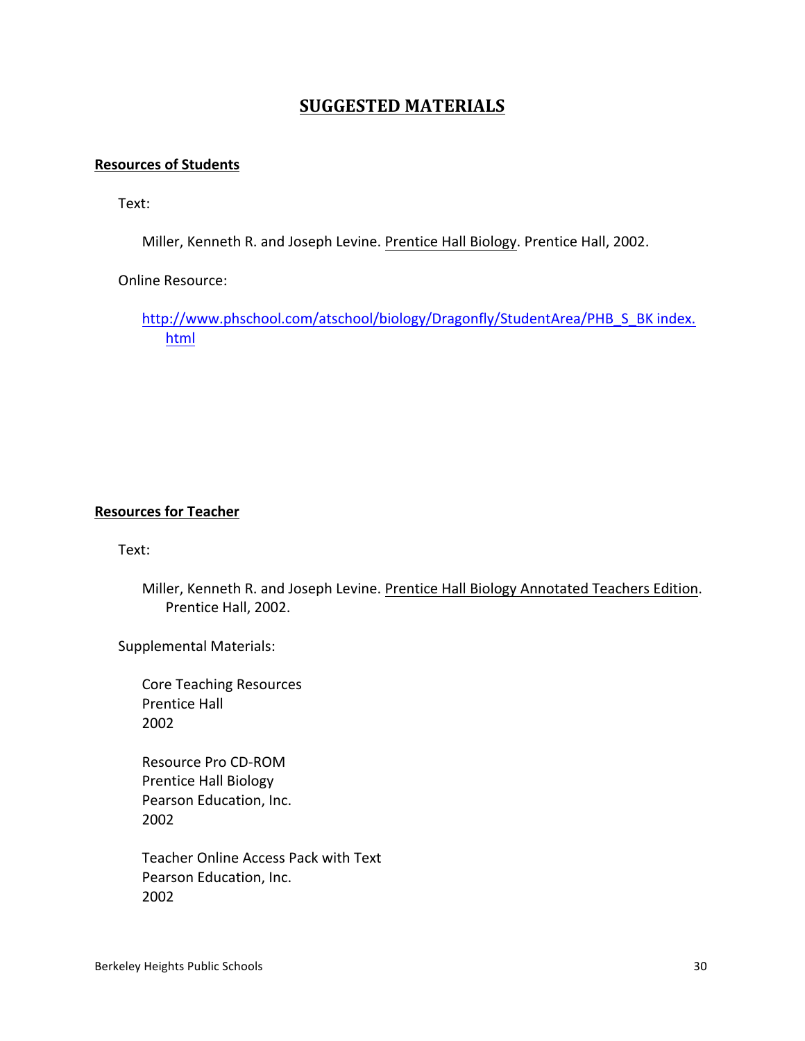# SUGGESTED MATERIALS

**Resources of Students**

Text:

Miller, Kenneth R. and Joseph Levine. Prentice Hall Biology. Prentice Hall, 2002.

Online Resource:

http://www.phschool.com/atschool/biology/Dragonfly/StudentArea/PHB_S_BK index.html

**Resources for Teacher**

Text:

Miller, Kenneth R. and Joseph Levine. Prentice Hall Biology Annotated Teachers Edition. Prentice Hall, 2002.

Supplemental Materials:

Core Teaching Resources
Prentice Hall
2002

Resource Pro CD-ROM
Prentice Hall Biology
Pearson Education, Inc.
2002

Teacher Online Access Pack with Text
Pearson Education, Inc.
2002